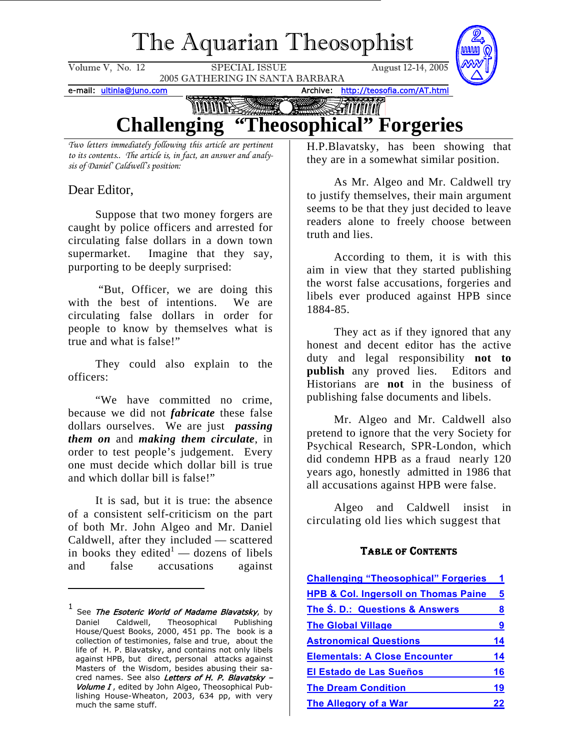# The Aquarian Theosophist

Volume V, No. 12 SPECIAL ISSUE August 12-14, 2005
2005 GATHERING IN SANTA BARBARA

e-mail: ultinla@juno.com Archive: http://teosofia.com/AT.html

# Challenging "Theosophical" Forgeries

*Two letters immediately following this article are pertinent to its contents.. The article is, in fact, an answer and analysis of Daniel Caldwell's position:*

Dear Editor,

Suppose that two money forgers are caught by police officers and arrested for circulating false dollars in a down town supermarket. Imagine that they say, purporting to be deeply surprised:

"But, Officer, we are doing this with the best of intentions. We are circulating false dollars in order for people to know by themselves what is true and what is false!"

They could also explain to the officers:

"We have committed no crime, because we did not ***fabricate*** these false dollars ourselves. We are just ***passing them on*** and ***making them circulate***, in order to test people's judgement. Every one must decide which dollar bill is true and which dollar bill is false!"

It is sad, but it is true: the absence of a consistent self-criticism on the part of both Mr. John Algeo and Mr. Daniel Caldwell, after they included — scattered in books they edited[1] — dozens of libels and false accusations against H.P.Blavatsky, has been showing that they are in a somewhat similar position.

As Mr. Algeo and Mr. Caldwell try to justify themselves, their main argument seems to be that they just decided to leave readers alone to freely choose between truth and lies.

According to them, it is with this aim in view that they started publishing the worst false accusations, forgeries and libels ever produced against HPB since 1884-85.

They act as if they ignored that any honest and decent editor has the active duty and legal responsibility **not to publish** any proved lies. Editors and Historians are **not** in the business of publishing false documents and libels.

Mr. Algeo and Mr. Caldwell also pretend to ignore that the very Society for Psychical Research, SPR-London, which did condemn HPB as a fraud nearly 120 years ago, honestly admitted in 1986 that all accusations against HPB were false.

Algeo and Caldwell insist in circulating old lies which suggest that

**Table of Contents**

| | |
|---|---|
| Challenging "Theosophical" Forgeries | 1 |
| HPB & Col. Ingersoll on Thomas Paine | 5 |
| The Ś. D.: Questions & Answers | 8 |
| The Global Village | 9 |
| Astronomical Questions | 14 |
| Elementals: A Close Encounter | 14 |
| El Estado de Las Sueños | 16 |
| The Dream Condition | 19 |
| The Allegory of a War | 22 |

---

[1] See *The Esoteric World of Madame Blavatsky*, by Daniel Caldwell, Theosophical Publishing House/Quest Books, 2000, 451 pp. The book is a collection of testimonies, false and true, about the life of H. P. Blavatsky, and contains not only libels against HPB, but direct, personal attacks against Masters of the Wisdom, besides abusing their sacred names. See also *Letters of H. P. Blavatsky – Volume I*, edited by John Algeo, Theosophical Publishing House-Wheaton, 2003, 634 pp, with very much the same stuff.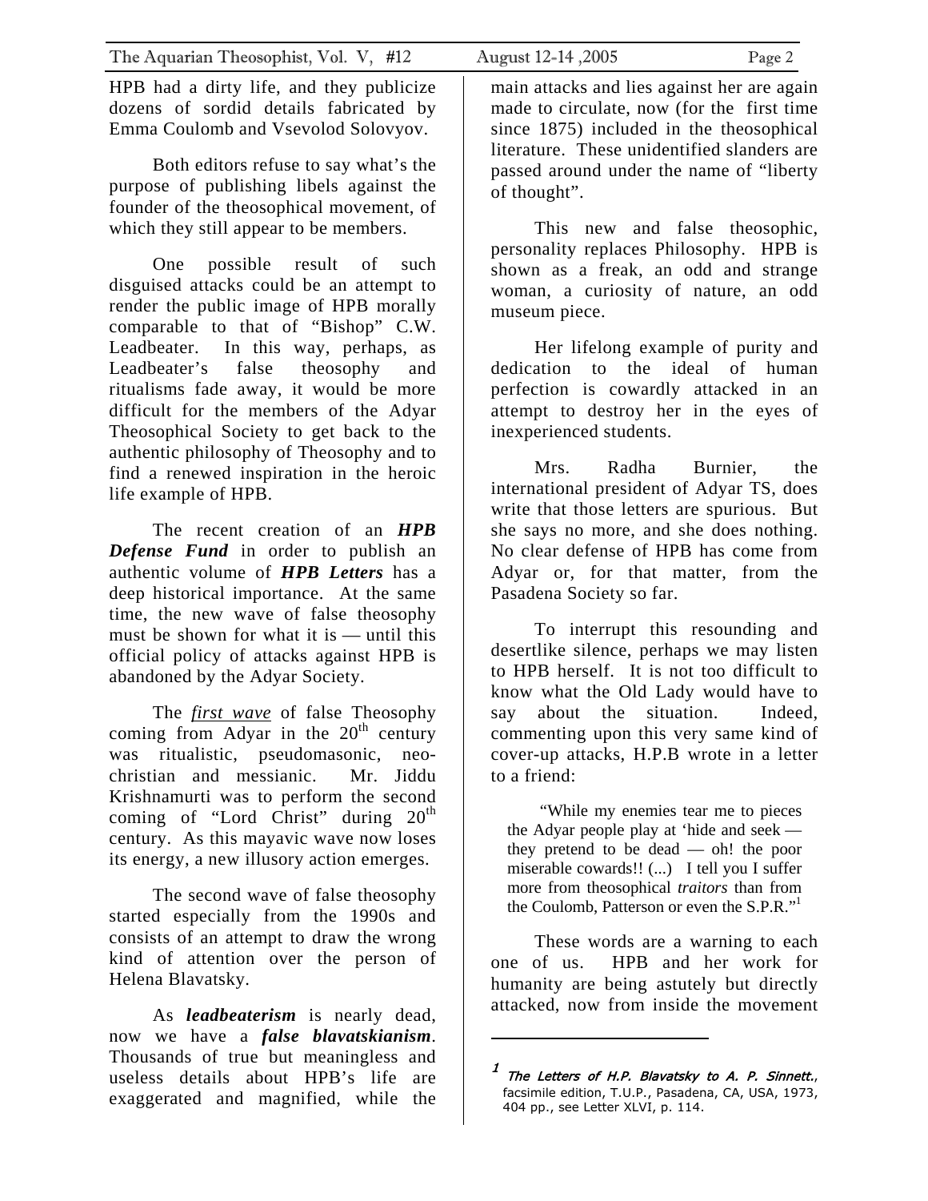HPB had a dirty life, and they publicize dozens of sordid details fabricated by Emma Coulomb and Vsevolod Solovyov.

Both editors refuse to say what's the purpose of publishing libels against the founder of the theosophical movement, of which they still appear to be members.

One possible result of such disguised attacks could be an attempt to render the public image of HPB morally comparable to that of "Bishop" C.W. Leadbeater. In this way, perhaps, as Leadbeater's false theosophy and ritualisms fade away, it would be more difficult for the members of the Adyar Theosophical Society to get back to the authentic philosophy of Theosophy and to find a renewed inspiration in the heroic life example of HPB.

The recent creation of an ***HPB Defense Fund*** in order to publish an authentic volume of ***HPB Letters*** has a deep historical importance. At the same time, the new wave of false theosophy must be shown for what it is — until this official policy of attacks against HPB is abandoned by the Adyar Society.

The *first wave* of false Theosophy coming from Adyar in the 20th century was ritualistic, pseudomasonic, neo-christian and messianic. Mr. Jiddu Krishnamurti was to perform the second coming of "Lord Christ" during 20th century. As this mayavic wave now loses its energy, a new illusory action emerges.

The second wave of false theosophy started especially from the 1990s and consists of an attempt to draw the wrong kind of attention over the person of Helena Blavatsky.

As ***leadbeaterism*** is nearly dead, now we have a ***false blavatskianism***. Thousands of true but meaningless and useless details about HPB's life are exaggerated and magnified, while the main attacks and lies against her are again made to circulate, now (for the first time since 1875) included in the theosophical literature. These unidentified slanders are passed around under the name of "liberty of thought".

This new and false theosophic, personality replaces Philosophy. HPB is shown as a freak, an odd and strange woman, a curiosity of nature, an odd museum piece.

Her lifelong example of purity and dedication to the ideal of human perfection is cowardly attacked in an attempt to destroy her in the eyes of inexperienced students.

Mrs. Radha Burnier, the international president of Adyar TS, does write that those letters are spurious. But she says no more, and she does nothing. No clear defense of HPB has come from Adyar or, for that matter, from the Pasadena Society so far.

To interrupt this resounding and desertlike silence, perhaps we may listen to HPB herself. It is not too difficult to know what the Old Lady would have to say about the situation. Indeed, commenting upon this very same kind of cover-up attacks, H.P.B wrote in a letter to a friend:

> "While my enemies tear me to pieces the Adyar people play at 'hide and seek — they pretend to be dead — oh! the poor miserable cowards!! (...) I tell you I suffer more from theosophical *traitors* than from the Coulomb, Patterson or even the S.P.R."[1]

These words are a warning to each one of us. HPB and her work for humanity are being astutely but directly attacked, now from inside the movement

---

[1] *The Letters of H.P. Blavatsky to A. P. Sinnett.*, facsimile edition, T.U.P., Pasadena, CA, USA, 1973, 404 pp., see Letter XLVI, p. 114.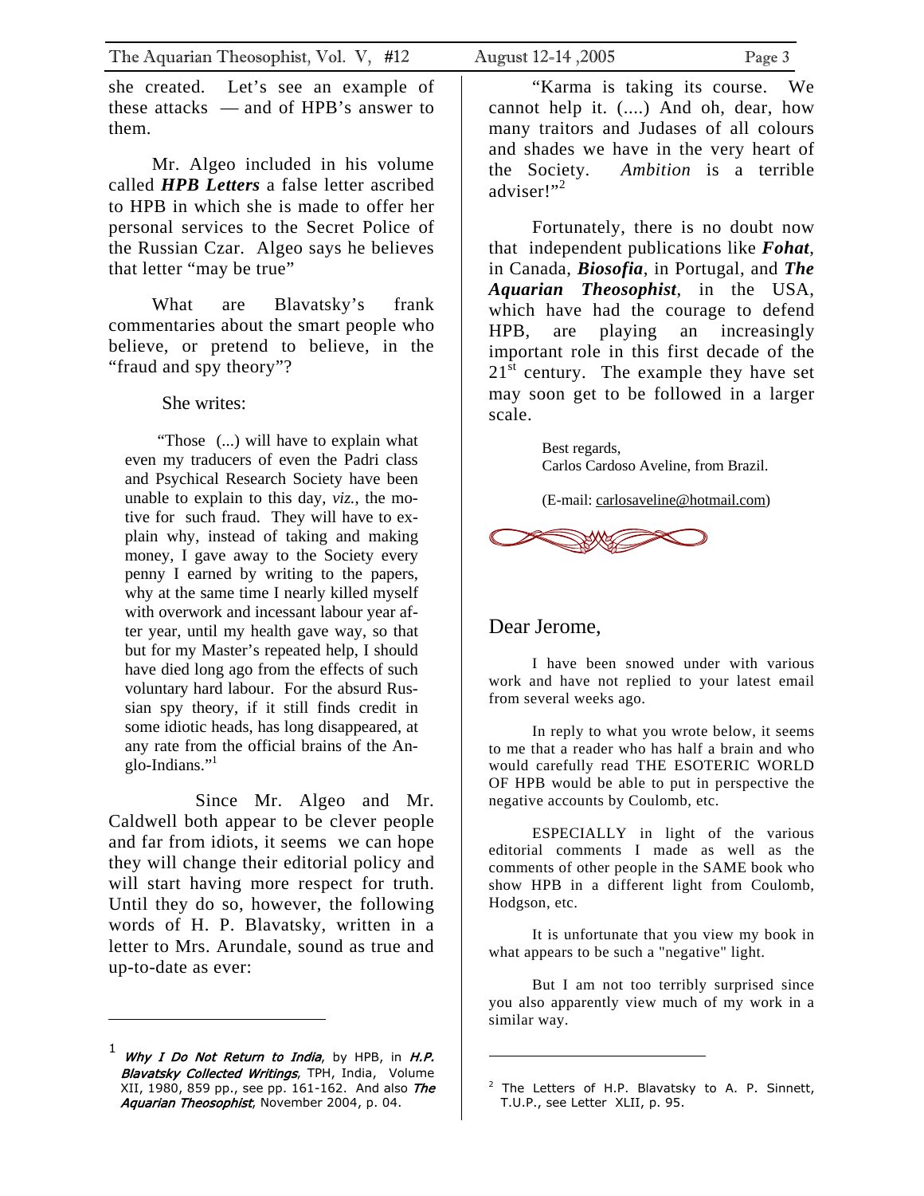she created. Let's see an example of these attacks — and of HPB's answer to them.

Mr. Algeo included in his volume called ***HPB Letters*** a false letter ascribed to HPB in which she is made to offer her personal services to the Secret Police of the Russian Czar. Algeo says he believes that letter "may be true"

What are Blavatsky's frank commentaries about the smart people who believe, or pretend to believe, in the "fraud and spy theory"?

She writes:

> "Those (...) will have to explain what even my traducers of even the Padri class and Psychical Research Society have been unable to explain to this day, *viz.*, the motive for such fraud. They will have to explain why, instead of taking and making money, I gave away to the Society every penny I earned by writing to the papers, why at the same time I nearly killed myself with overwork and incessant labour year after year, until my health gave way, so that but for my Master's repeated help, I should have died long ago from the effects of such voluntary hard labour. For the absurd Russian spy theory, if it still finds credit in some idiotic heads, has long disappeared, at any rate from the official brains of the Anglo-Indians."[1]

Since Mr. Algeo and Mr. Caldwell both appear to be clever people and far from idiots, it seems we can hope they will change their editorial policy and will start having more respect for truth. Until they do so, however, the following words of H. P. Blavatsky, written in a letter to Mrs. Arundale, sound as true and up-to-date as ever:

> "Karma is taking its course. We cannot help it. (....) And oh, dear, how many traitors and Judases of all colours and shades we have in the very heart of the Society. *Ambition* is a terrible adviser!"[2]

Fortunately, there is no doubt now that independent publications like ***Fohat***, in Canada, ***Biosofia***, in Portugal, and ***The Aquarian Theosophist***, in the USA, which have had the courage to defend HPB, are playing an increasingly important role in this first decade of the 21st century. The example they have set may soon get to be followed in a larger scale.

Best regards,
Carlos Cardoso Aveline, from Brazil.

(E-mail: carlosaveline@hotmail.com)

## Dear Jerome,

I have been snowed under with various work and have not replied to your latest email from several weeks ago.

In reply to what you wrote below, it seems to me that a reader who has half a brain and who would carefully read THE ESOTERIC WORLD OF HPB would be able to put in perspective the negative accounts by Coulomb, etc.

ESPECIALLY in light of the various editorial comments I made as well as the comments of other people in the SAME book who show HPB in a different light from Coulomb, Hodgson, etc.

It is unfortunate that you view my book in what appears to be such a "negative" light.

But I am not too terribly surprised since you also apparently view much of my work in a similar way.

---

[1] ***Why I Do Not Return to India***, by HPB, in ***H.P. Blavatsky Collected Writings***, TPH, India, Volume XII, 1980, 859 pp., see pp. 161-162. And also ***The Aquarian Theosophist***, November 2004, p. 04.

[2] The Letters of H.P. Blavatsky to A. P. Sinnett, T.U.P., see Letter XLII, p. 95.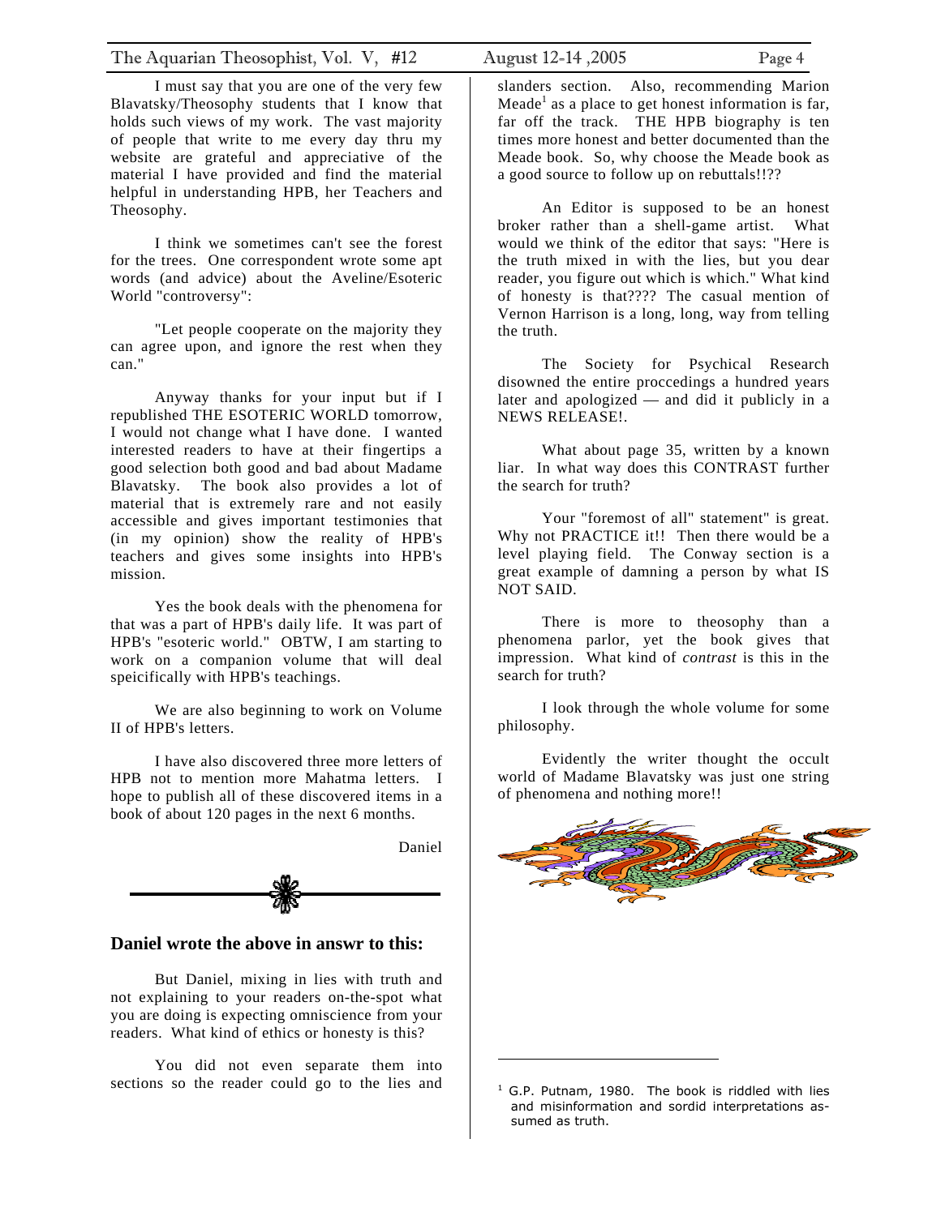I must say that you are one of the very few Blavatsky/Theosophy students that I know that holds such views of my work. The vast majority of people that write to me every day thru my website are grateful and appreciative of the material I have provided and find the material helpful in understanding HPB, her Teachers and Theosophy.

I think we sometimes can't see the forest for the trees. One correspondent wrote some apt words (and advice) about the Aveline/Esoteric World "controversy":

"Let people cooperate on the majority they can agree upon, and ignore the rest when they can."

Anyway thanks for your input but if I republished THE ESOTERIC WORLD tomorrow, I would not change what I have done. I wanted interested readers to have at their fingertips a good selection both good and bad about Madame Blavatsky. The book also provides a lot of material that is extremely rare and not easily accessible and gives important testimonies that (in my opinion) show the reality of HPB's teachers and gives some insights into HPB's mission.

Yes the book deals with the phenomena for that was a part of HPB's daily life. It was part of HPB's "esoteric world." OBTW, I am starting to work on a companion volume that will deal speicifically with HPB's teachings.

We are also beginning to work on Volume II of HPB's letters.

I have also discovered three more letters of HPB not to mention more Mahatma letters. I hope to publish all of these discovered items in a book of about 120 pages in the next 6 months.

Daniel

## Daniel wrote the above in answr to this:

But Daniel, mixing in lies with truth and not explaining to your readers on-the-spot what you are doing is expecting omniscience from your readers. What kind of ethics or honesty is this?

You did not even separate them into sections so the reader could go to the lies and slanders section. Also, recommending Marion Meade[1] as a place to get honest information is far, far off the track. THE HPB biography is ten times more honest and better documented than the Meade book. So, why choose the Meade book as a good source to follow up on rebuttals!!??

An Editor is supposed to be an honest broker rather than a shell-game artist. What would we think of the editor that says: "Here is the truth mixed in with the lies, but you dear reader, you figure out which is which." What kind of honesty is that???? The casual mention of Vernon Harrison is a long, long, way from telling the truth.

The Society for Psychical Research disowned the entire proccedings a hundred years later and apologized — and did it publicly in a NEWS RELEASE!.

What about page 35, written by a known liar. In what way does this CONTRAST further the search for truth?

Your "foremost of all" statement" is great. Why not PRACTICE it!! Then there would be a level playing field. The Conway section is a great example of damning a person by what IS NOT SAID.

There is more to theosophy than a phenomena parlor, yet the book gives that impression. What kind of *contrast* is this in the search for truth?

I look through the whole volume for some philosophy.

Evidently the writer thought the occult world of Madame Blavatsky was just one string of phenomena and nothing more!!

---

[1] G.P. Putnam, 1980. The book is riddled with lies and misinformation and sordid interpretations assumed as truth.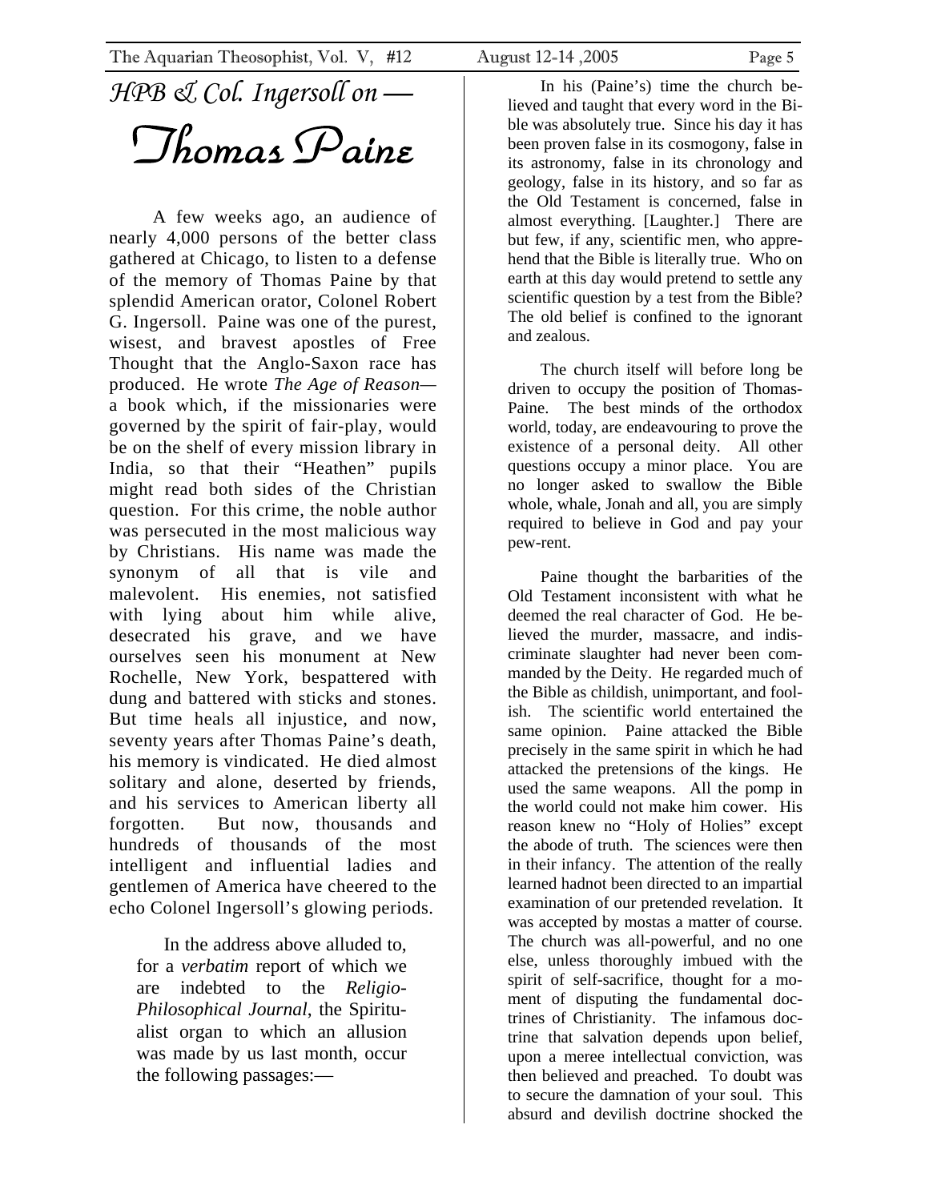# HPB & Col. Ingersoll on —

# Thomas Paine

A few weeks ago, an audience of nearly 4,000 persons of the better class gathered at Chicago, to listen to a defense of the memory of Thomas Paine by that splendid American orator, Colonel Robert G. Ingersoll. Paine was one of the purest, wisest, and bravest apostles of Free Thought that the Anglo-Saxon race has produced. He wrote *The Age of Reason*—a book which, if the missionaries were governed by the spirit of fair-play, would be on the shelf of every mission library in India, so that their "Heathen" pupils might read both sides of the Christian question. For this crime, the noble author was persecuted in the most malicious way by Christians. His name was made the synonym of all that is vile and malevolent. His enemies, not satisfied with lying about him while alive, desecrated his grave, and we have ourselves seen his monument at New Rochelle, New York, bespattered with dung and battered with sticks and stones. But time heals all injustice, and now, seventy years after Thomas Paine's death, his memory is vindicated. He died almost solitary and alone, deserted by friends, and his services to American liberty all forgotten. But now, thousands and hundreds of thousands of the most intelligent and influential ladies and gentlemen of America have cheered to the echo Colonel Ingersoll's glowing periods.

In the address above alluded to, for a *verbatim* report of which we are indebted to the *Religio-Philosophical Journal*, the Spiritualist organ to which an allusion was made by us last month, occur the following passages:—

In his (Paine's) time the church believed and taught that every word in the Bible was absolutely true. Since his day it has been proven false in its cosmogony, false in its astronomy, false in its chronology and geology, false in its history, and so far as the Old Testament is concerned, false in almost everything. [Laughter.] There are but few, if any, scientific men, who apprehend that the Bible is literally true. Who on earth at this day would pretend to settle any scientific question by a test from the Bible? The old belief is confined to the ignorant and zealous.

The church itself will before long be driven to occupy the position of Thomas-Paine. The best minds of the orthodox world, today, are endeavouring to prove the existence of a personal deity. All other questions occupy a minor place. You are no longer asked to swallow the Bible whole, whale, Jonah and all, you are simply required to believe in God and pay your pew-rent.

Paine thought the barbarities of the Old Testament inconsistent with what he deemed the real character of God. He believed the murder, massacre, and indiscriminate slaughter had never been commanded by the Deity. He regarded much of the Bible as childish, unimportant, and foolish. The scientific world entertained the same opinion. Paine attacked the Bible precisely in the same spirit in which he had attacked the pretensions of the kings. He used the same weapons. All the pomp in the world could not make him cower. His reason knew no "Holy of Holies" except the abode of truth. The sciences were then in their infancy. The attention of the really learned hadnot been directed to an impartial examination of our pretended revelation. It was accepted by mostas a matter of course. The church was all-powerful, and no one else, unless thoroughly imbued with the spirit of self-sacrifice, thought for a moment of disputing the fundamental doctrines of Christianity. The infamous doctrine that salvation depends upon belief, upon a meree intellectual conviction, was then believed and preached. To doubt was to secure the damnation of your soul. This absurd and devilish doctrine shocked the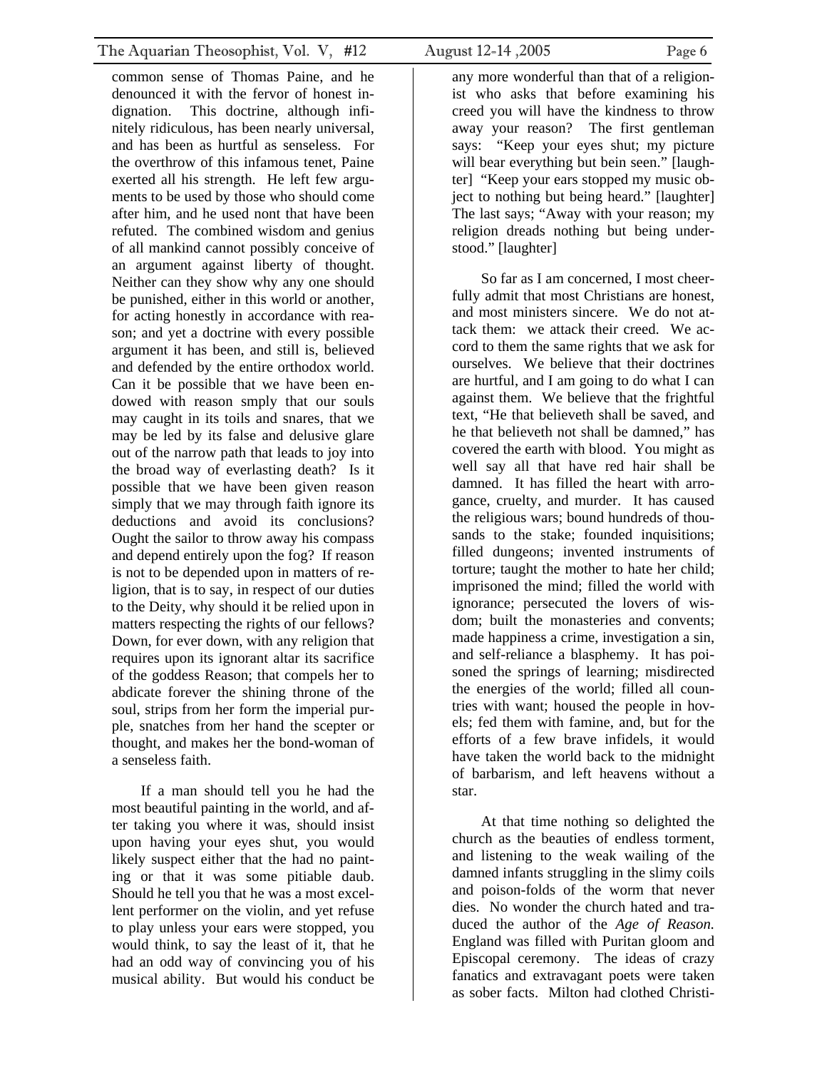common sense of Thomas Paine, and he denounced it with the fervor of honest indignation. This doctrine, although infinitely ridiculous, has been nearly universal, and has been as hurtful as senseless. For the overthrow of this infamous tenet, Paine exerted all his strength. He left few arguments to be used by those who should come after him, and he used nont that have been refuted. The combined wisdom and genius of all mankind cannot possibly conceive of an argument against liberty of thought. Neither can they show why any one should be punished, either in this world or another, for acting honestly in accordance with reason; and yet a doctrine with every possible argument it has been, and still is, believed and defended by the entire orthodox world. Can it be possible that we have been endowed with reason smply that our souls may caught in its toils and snares, that we may be led by its false and delusive glare out of the narrow path that leads to joy into the broad way of everlasting death? Is it possible that we have been given reason simply that we may through faith ignore its deductions and avoid its conclusions? Ought the sailor to throw away his compass and depend entirely upon the fog? If reason is not to be depended upon in matters of religion, that is to say, in respect of our duties to the Deity, why should it be relied upon in matters respecting the rights of our fellows? Down, for ever down, with any religion that requires upon its ignorant altar its sacrifice of the goddess Reason; that compels her to abdicate forever the shining throne of the soul, strips from her form the imperial purple, snatches from her hand the scepter or thought, and makes her the bond-woman of a senseless faith.

If a man should tell you he had the most beautiful painting in the world, and after taking you where it was, should insist upon having your eyes shut, you would likely suspect either that the had no painting or that it was some pitiable daub. Should he tell you that he was a most excellent performer on the violin, and yet refuse to play unless your ears were stopped, you would think, to say the least of it, that he had an odd way of convincing you of his musical ability. But would his conduct be any more wonderful than that of a religionist who asks that before examining his creed you will have the kindness to throw away your reason? The first gentleman says: "Keep your eyes shut; my picture will bear everything but bein seen." [laughter] "Keep your ears stopped my music object to nothing but being heard." [laughter] The last says; "Away with your reason; my religion dreads nothing but being understood." [laughter]

So far as I am concerned, I most cheerfully admit that most Christians are honest, and most ministers sincere. We do not attack them: we attack their creed. We accord to them the same rights that we ask for ourselves. We believe that their doctrines are hurtful, and I am going to do what I can against them. We believe that the frightful text, "He that believeth shall be saved, and he that believeth not shall be damned," has covered the earth with blood. You might as well say all that have red hair shall be damned. It has filled the heart with arrogance, cruelty, and murder. It has caused the religious wars; bound hundreds of thousands to the stake; founded inquisitions; filled dungeons; invented instruments of torture; taught the mother to hate her child; imprisoned the mind; filled the world with ignorance; persecuted the lovers of wisdom; built the monasteries and convents; made happiness a crime, investigation a sin, and self-reliance a blasphemy. It has poisoned the springs of learning; misdirected the energies of the world; filled all countries with want; housed the people in hovels; fed them with famine, and, but for the efforts of a few brave infidels, it would have taken the world back to the midnight of barbarism, and left heavens without a star.

At that time nothing so delighted the church as the beauties of endless torment, and listening to the weak wailing of the damned infants struggling in the slimy coils and poison-folds of the worm that never dies. No wonder the church hated and traduced the author of the *Age of Reason.* England was filled with Puritan gloom and Episcopal ceremony. The ideas of crazy fanatics and extravagant poets were taken as sober facts. Milton had clothed Christi-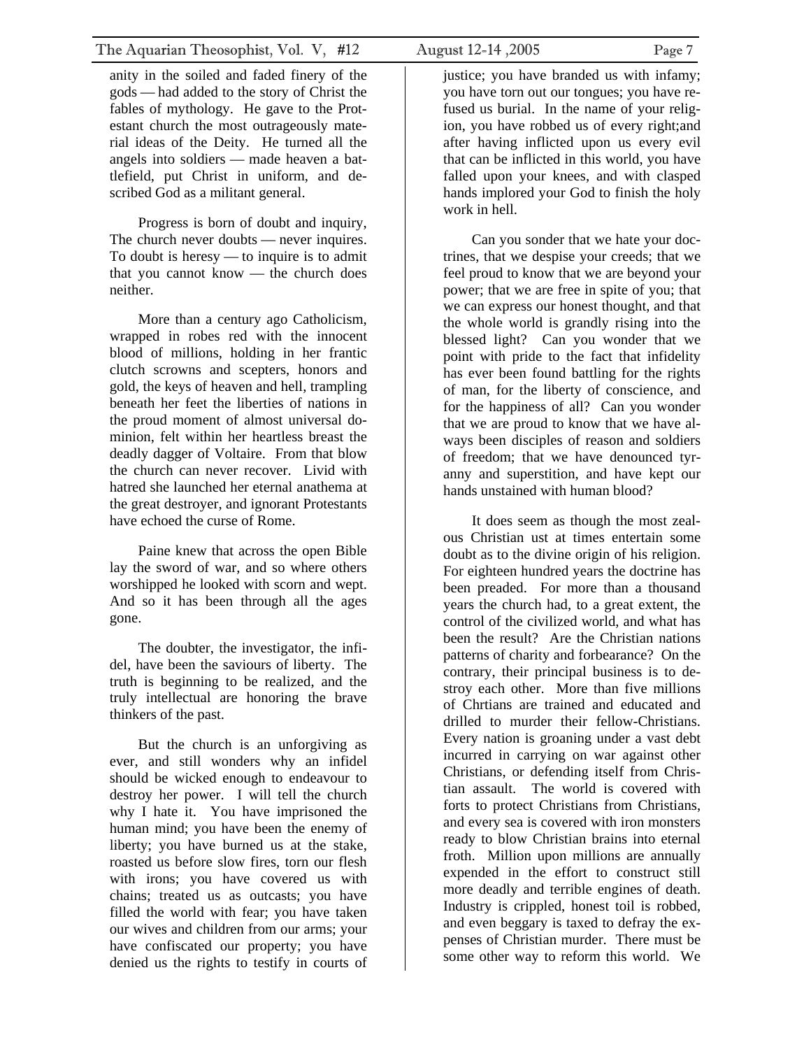anity in the soiled and faded finery of the gods — had added to the story of Christ the fables of mythology. He gave to the Protestant church the most outrageously material ideas of the Deity. He turned all the angels into soldiers — made heaven a battlefield, put Christ in uniform, and described God as a militant general.

Progress is born of doubt and inquiry, The church never doubts — never inquires. To doubt is heresy — to inquire is to admit that you cannot know — the church does neither.

More than a century ago Catholicism, wrapped in robes red with the innocent blood of millions, holding in her frantic clutch scrowns and scepters, honors and gold, the keys of heaven and hell, trampling beneath her feet the liberties of nations in the proud moment of almost universal dominion, felt within her heartless breast the deadly dagger of Voltaire. From that blow the church can never recover. Livid with hatred she launched her eternal anathema at the great destroyer, and ignorant Protestants have echoed the curse of Rome.

Paine knew that across the open Bible lay the sword of war, and so where others worshipped he looked with scorn and wept. And so it has been through all the ages gone.

The doubter, the investigator, the infidel, have been the saviours of liberty. The truth is beginning to be realized, and the truly intellectual are honoring the brave thinkers of the past.

But the church is an unforgiving as ever, and still wonders why an infidel should be wicked enough to endeavour to destroy her power. I will tell the church why I hate it. You have imprisoned the human mind; you have been the enemy of liberty; you have burned us at the stake, roasted us before slow fires, torn our flesh with irons; you have covered us with chains; treated us as outcasts; you have filled the world with fear; you have taken our wives and children from our arms; your have confiscated our property; you have denied us the rights to testify in courts of justice; you have branded us with infamy; you have torn out our tongues; you have refused us burial. In the name of your religion, you have robbed us of every right;and after having inflicted upon us every evil that can be inflicted in this world, you have falled upon your knees, and with clasped hands implored your God to finish the holy work in hell.

Can you sonder that we hate your doctrines, that we despise your creeds; that we feel proud to know that we are beyond your power; that we are free in spite of you; that we can express our honest thought, and that the whole world is grandly rising into the blessed light? Can you wonder that we point with pride to the fact that infidelity has ever been found battling for the rights of man, for the liberty of conscience, and for the happiness of all? Can you wonder that we are proud to know that we have always been disciples of reason and soldiers of freedom; that we have denounced tyranny and superstition, and have kept our hands unstained with human blood?

It does seem as though the most zealous Christian ust at times entertain some doubt as to the divine origin of his religion. For eighteen hundred years the doctrine has been preaded. For more than a thousand years the church had, to a great extent, the control of the civilized world, and what has been the result? Are the Christian nations patterns of charity and forbearance? On the contrary, their principal business is to destroy each other. More than five millions of Chrtians are trained and educated and drilled to murder their fellow-Christians. Every nation is groaning under a vast debt incurred in carrying on war against other Christians, or defending itself from Christian assault. The world is covered with forts to protect Christians from Christians, and every sea is covered with iron monsters ready to blow Christian brains into eternal froth. Million upon millions are annually expended in the effort to construct still more deadly and terrible engines of death. Industry is crippled, honest toil is robbed, and even beggary is taxed to defray the expenses of Christian murder. There must be some other way to reform this world. We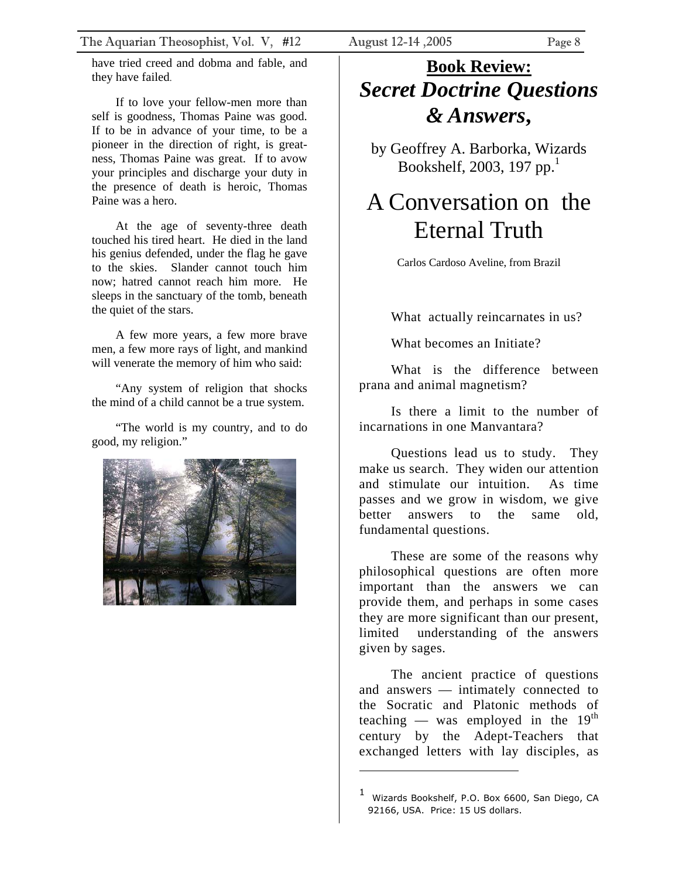have tried creed and dobma and fable, and they have failed.

If to love your fellow-men more than self is goodness, Thomas Paine was good. If to be in advance of your time, to be a pioneer in the direction of right, is greatness, Thomas Paine was great. If to avow your principles and discharge your duty in the presence of death is heroic, Thomas Paine was a hero.

At the age of seventy-three death touched his tired heart. He died in the land his genius defended, under the flag he gave to the skies. Slander cannot touch him now; hatred cannot reach him more. He sleeps in the sanctuary of the tomb, beneath the quiet of the stars.

A few more years, a few more brave men, a few more rays of light, and mankind will venerate the memory of him who said:

"Any system of religion that shocks the mind of a child cannot be a true system.

"The world is my country, and to do good, my religion."

## **Book Review:** ***Secret Doctrine Questions & Answers,***

by Geoffrey A. Barborka, Wizards Bookshelf, 2003, 197 pp.[1]

# A Conversation on the Eternal Truth

Carlos Cardoso Aveline, from Brazil

What actually reincarnates in us?

What becomes an Initiate?

What is the difference between prana and animal magnetism?

Is there a limit to the number of incarnations in one Manvantara?

Questions lead us to study. They make us search. They widen our attention and stimulate our intuition. As time passes and we grow in wisdom, we give better answers to the same old, fundamental questions.

These are some of the reasons why philosophical questions are often more important than the answers we can provide them, and perhaps in some cases they are more significant than our present, limited understanding of the answers given by sages.

The ancient practice of questions and answers — intimately connected to the Socratic and Platonic methods of teaching — was employed in the 19th century by the Adept-Teachers that exchanged letters with lay disciples, as

---

[1] Wizards Bookshelf, P.O. Box 6600, San Diego, CA 92166, USA. Price: 15 US dollars.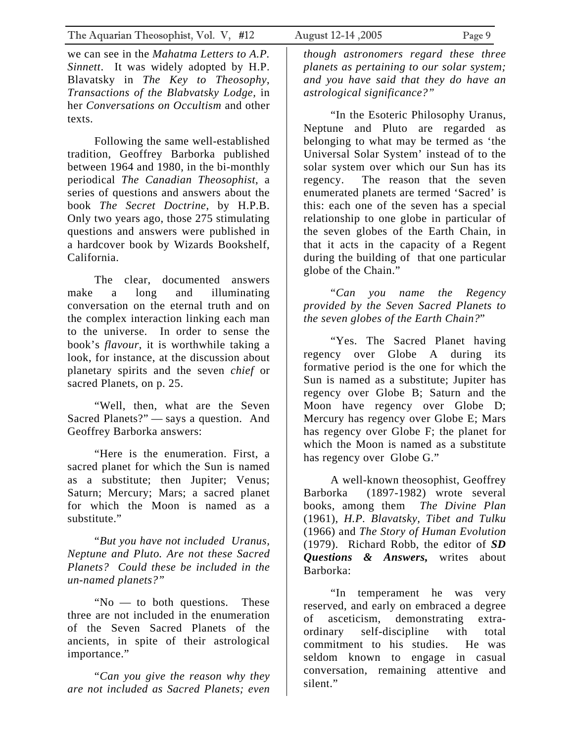we can see in the *Mahatma Letters to A.P. Sinnett*. It was widely adopted by H.P. Blavatsky in *The Key to Theosophy, Transactions of the Blabvatsky Lodge,* in her *Conversations on Occultism* and other texts.

Following the same well-established tradition, Geoffrey Barborka published between 1964 and 1980, in the bi-monthly periodical *The Canadian Theosophist*, a series of questions and answers about the book *The Secret Doctrine*, by H.P.B. Only two years ago, those 275 stimulating questions and answers were published in a hardcover book by Wizards Bookshelf, California.

The clear, documented answers make a long and illuminating conversation on the eternal truth and on the complex interaction linking each man to the universe. In order to sense the book's *flavour*, it is worthwhile taking a look, for instance, at the discussion about planetary spirits and the seven *chief* or sacred Planets, on p. 25.

"Well, then, what are the Seven Sacred Planets?" — says a question. And Geoffrey Barborka answers:

"Here is the enumeration. First, a sacred planet for which the Sun is named as a substitute; then Jupiter; Venus; Saturn; Mercury; Mars; a sacred planet for which the Moon is named as a substitute."

"*But you have not included Uranus, Neptune and Pluto. Are not these Sacred Planets? Could these be included in the un-named planets?"*

"No — to both questions. These three are not included in the enumeration of the Seven Sacred Planets of the ancients, in spite of their astrological importance."

"*Can you give the reason why they are not included as Sacred Planets; even though astronomers regard these three planets as pertaining to our solar system; and you have said that they do have an astrological significance?"*

"In the Esoteric Philosophy Uranus, Neptune and Pluto are regarded as belonging to what may be termed as 'the Universal Solar System' instead of to the solar system over which our Sun has its regency. The reason that the seven enumerated planets are termed 'Sacred' is this: each one of the seven has a special relationship to one globe in particular of the seven globes of the Earth Chain, in that it acts in the capacity of a Regent during the building of that one particular globe of the Chain."

"*Can you name the Regency provided by the Seven Sacred Planets to the seven globes of the Earth Chain?*"

"Yes. The Sacred Planet having regency over Globe A during its formative period is the one for which the Sun is named as a substitute; Jupiter has regency over Globe B; Saturn and the Moon have regency over Globe D; Mercury has regency over Globe E; Mars has regency over Globe F; the planet for which the Moon is named as a substitute has regency over Globe G."

A well-known theosophist, Geoffrey Barborka (1897-1982) wrote several books, among them *The Divine Plan* (1961), *H.P. Blavatsky, Tibet and Tulku* (1966) and *The Story of Human Evolution* (1979). Richard Robb, the editor of ***SD Questions & Answers,*** writes about Barborka:

"In temperament he was very reserved, and early on embraced a degree of asceticism, demonstrating extra-ordinary self-discipline with total commitment to his studies. He was seldom known to engage in casual conversation, remaining attentive and silent."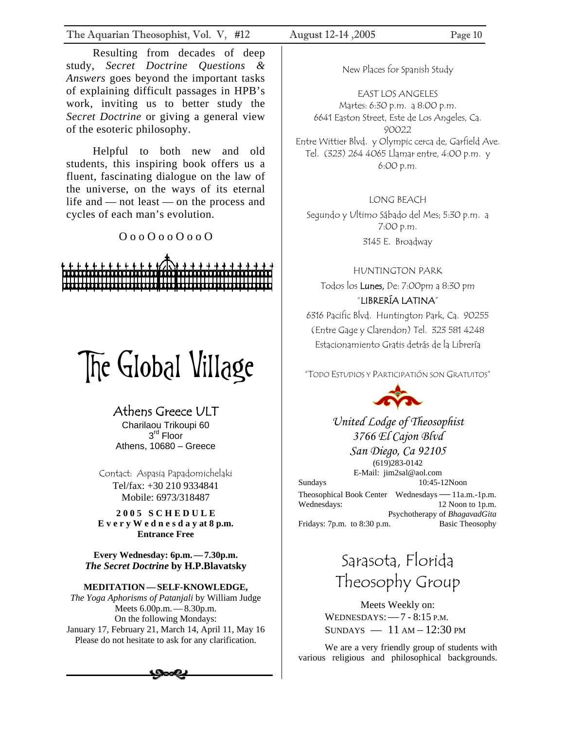Resulting from decades of deep study, *Secret Doctrine Questions & Answers* goes beyond the important tasks of explaining difficult passages in HPB's work, inviting us to better study the *Secret Doctrine* or giving a general view of the esoteric philosophy.

Helpful to both new and old students, this inspiring book offers us a fluent, fascinating dialogue on the law of the universe, on the ways of its eternal life and — not least — on the process and cycles of each man's evolution.

O o o O o o O o o O

# The Global Village

## Athens Greece ULT

Charilaou Trikoupi 60
3rd Floor
Athens, 10680 – Greece

Contact: Aspasia Papadomichelaki
Tel/fax: +30 210 9334841
Mobile: 6973/318487

**2005 SCHEDULE**
**Every Wednesday at 8 p.m.**
**Entrance Free**

**Every Wednesday: 6p.m. — 7.30p.m.**
***The Secret Doctrine* by H.P.Blavatsky**

**MEDITATION — SELF-KNOWLEDGE,**
*The Yoga Aphorisms of Patanjali* by William Judge
Meets 6.00p.m. — 8.30p.m.
On the following Mondays:
January 17, February 21, March 14, April 11, May 16
Please do not hesitate to ask for any clarification.

---

New Places for Spanish Study

EAST LOS ANGELES
Martes: 6:30 p.m. a 8:00 p.m.
6641 Easton Street, Este de Los Angeles, Ca. 90022
Entre Wittier Blvd. y Olympic cerca de, Garfield Ave.
Tel. (323) 264 4065 Llamar entre, 4:00 p.m. y 6:00 p.m.

LONG BEACH
Segundo y Ultimo Sábado del Mes; 5:30 p.m. a 7:00 p.m.
3145 E. Broadway

HUNTINGTON PARK
Todos los Lunes, De: 7:00pm a 8:30 pm
"LIBRERÍA LATINA"
6316 Pacific Blvd. Huntington Park, Ca. 90255
(Entre Gage y Clarendon) Tel. 323 581 4248
Estacionamiento Gratis detrás de la Librería

"TODO ESTUDIOS Y PARTICIPATIÓN SON GRATUITOS"

*United Lodge of Theosophist*
*3766 El Cajon Blvd*
*San Diego, Ca 92105*
(619)283-0142
E-Mail: jim2sal@aol.com

Sundays 10:45-12Noon
Theosophical Book Center Wednesdays — 11a.m.-1p.m.
Wednesdays: 12 Noon to 1p.m. Psychotherapy of *BhagavadGita*
Fridays: 7p.m. to 8:30 p.m. Basic Theosophy

## Sarasota, Florida Theosophy Group

Meets Weekly on:
WEDNESDAYS: — 7 - 8:15 P.M.
SUNDAYS — 11 AM – 12:30 PM

We are a very friendly group of students with various religious and philosophical backgrounds.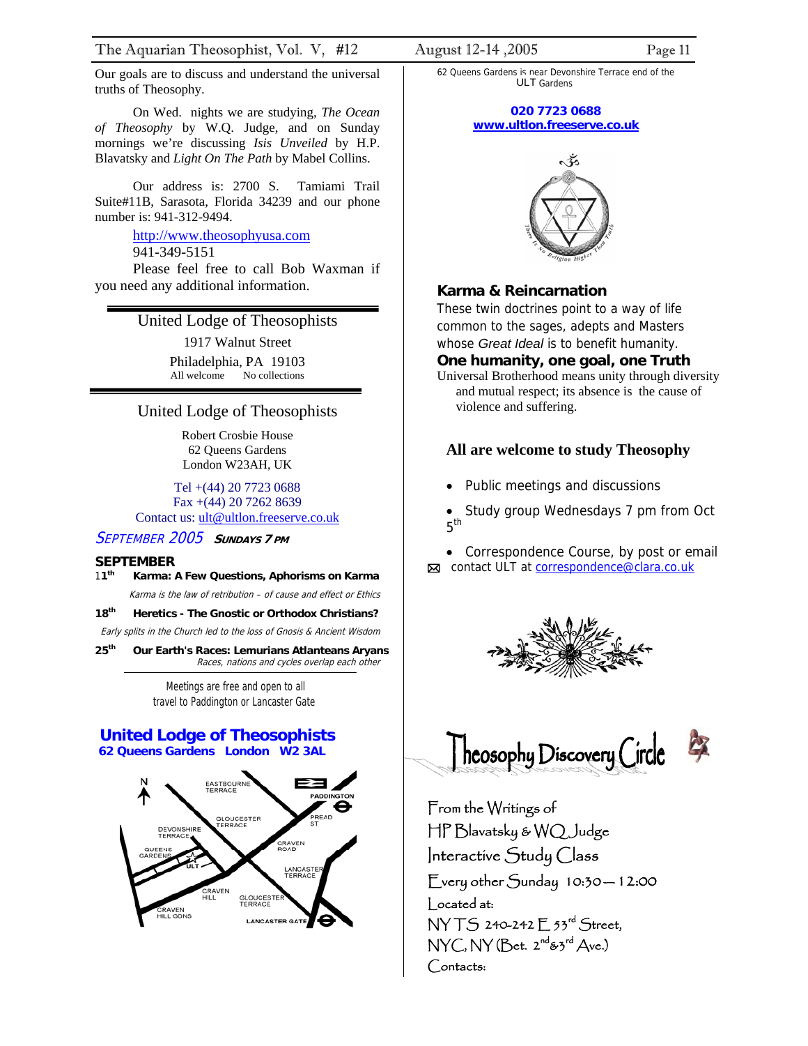Our goals are to discuss and understand the universal truths of Theosophy.

On Wed. nights we are studying, *The Ocean of Theosophy* by W.Q. Judge, and on Sunday mornings we're discussing *Isis Unveiled* by H.P. Blavatsky and *Light On The Path* by Mabel Collins.

Our address is: 2700 S. Tamiami Trail Suite#11B, Sarasota, Florida 34239 and our phone number is: 941-312-9494.

http://www.theosophyusa.com
941-349-5151

Please feel free to call Bob Waxman if you need any additional information.

---

## United Lodge of Theosophists

1917 Walnut Street
Philadelphia, PA 19103
All welcome No collections

---

## United Lodge of Theosophists

Robert Crosbie House
62 Queens Gardens
London W23AH, UK

Tel +(44) 20 7723 0688
Fax +(44) 20 7262 8639
Contact us: ult@ultlon.freeserve.co.uk

### SEPTEMBER 2005 SUNDAYS 7 PM

**SEPTEMBER**

**11th** **Karma: A Few Questions, Aphorisms on Karma**
*Karma is the law of retribution – of cause and effect or Ethics*

**18th** **Heretics - The Gnostic or Orthodox Christians?**
*Early splits in the Church led to the loss of Gnosis & Ancient Wisdom*

**25th** **Our Earth's Races: Lemurians Atlanteans Aryans**
*Races, nations and cycles overlap each other*

Meetings are free and open to all
travel to Paddington or Lancaster Gate

## United Lodge of Theosophists

**62 Queens Gardens London W2 3AL**

N, EASTBOURNE TERRACE, PADDINGTON, GLOUCESTER TERRACE, PREAD ST, DEVONSHIRE TERRACE, QUEENS GARDENS, ULT, CRAVEN ROAD, LANCASTER TERRACE, CRAVEN HILL, GLOUCESTER TERRACE, CRAVEN HILL GDNS, LANCASTER GATE

62 Queens Gardens is near Devonshire Terrace end of the ULT Gardens

**020 7723 0688**
**www.ultlon.freeserve.co.uk**

There Is No Religion Higher Than Truth

### Karma & Reincarnation

These twin doctrines point to a way of life common to the sages, adepts and Masters whose *Great Ideal* is to benefit humanity.

### One humanity, one goal, one Truth

Universal Brotherhood means unity through diversity and mutual respect; its absence is the cause of violence and suffering.

### All are welcome to study Theosophy

- Public meetings and discussions
- Study group Wednesdays 7 pm from Oct 5th
- Correspondence Course, by post or email

✉ contact ULT at correspondence@clara.co.uk

## Theosophy Discovery Circle

From the Writings of
HP Blavatsky & WQ Judge
Interactive Study Class
Every other Sunday 10:30— 12:00
Located at:
NYTS 240-242 E 53rd Street,
NYC, NY (Bet. 2nd & 3rd Ave.)
Contacts: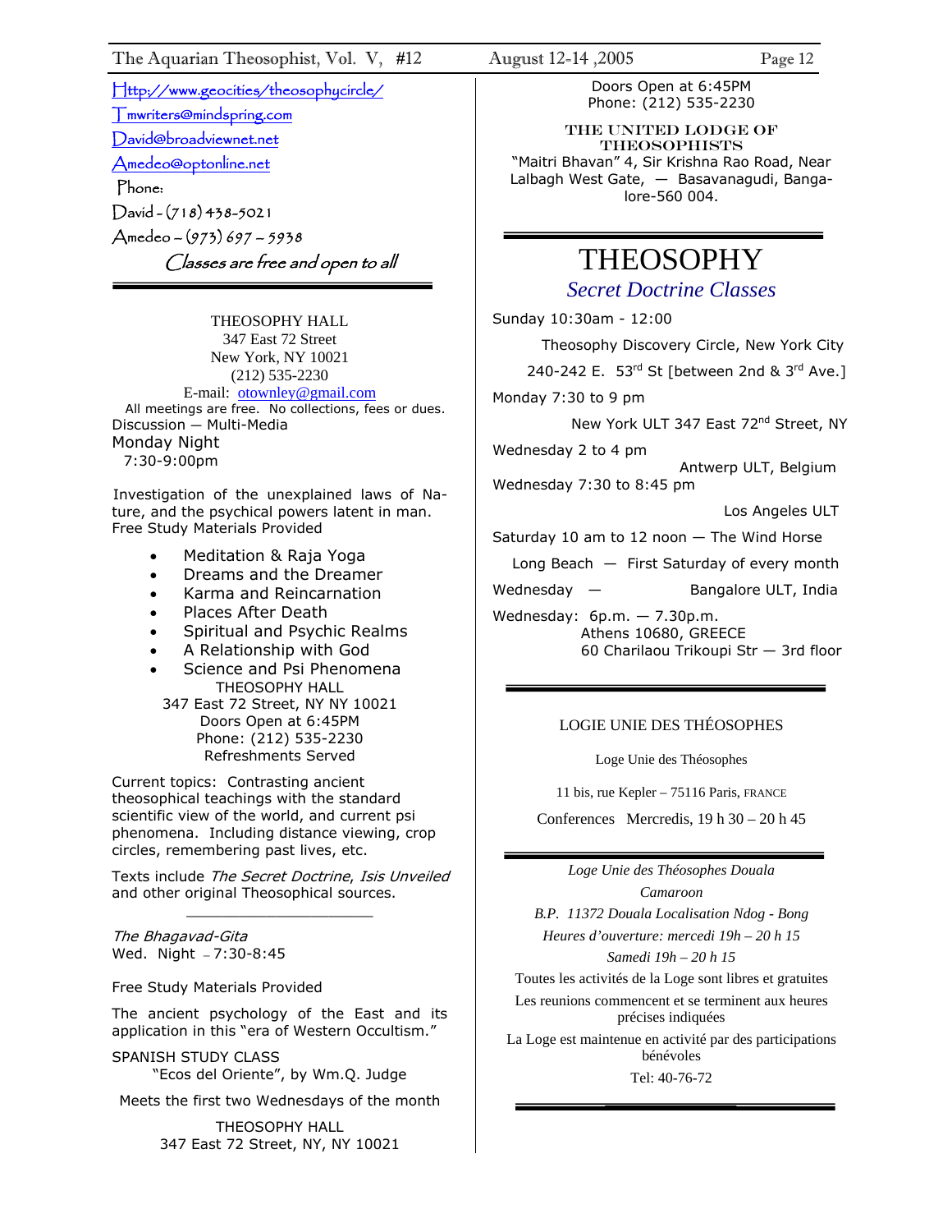Http://www.geocities/theosophycircle/

Tmwriters@mindspring.com

David@broadviewnet.net

Amedeo@optonline.net

Phone:

David - (718) 438-5021

Amedeo – (973) 697 – 5938

*Classes are free and open to all*

---

THEOSOPHY HALL
347 East 72 Street
New York, NY 10021
(212) 535-2230
E-mail: otownley@gmail.com

All meetings are free. No collections, fees or dues.

Discussion — Multi-Media

Monday Night
7:30-9:00pm

Investigation of the unexplained laws of Nature, and the psychical powers latent in man. Free Study Materials Provided

- Meditation & Raja Yoga
- Dreams and the Dreamer
- Karma and Reincarnation
- Places After Death
- Spiritual and Psychic Realms
- A Relationship with God
- Science and Psi Phenomena

THEOSOPHY HALL
347 East 72 Street, NY NY 10021
Doors Open at 6:45PM
Phone: (212) 535-2230
Refreshments Served

Current topics: Contrasting ancient theosophical teachings with the standard scientific view of the world, and current psi phenomena. Including distance viewing, crop circles, remembering past lives, etc.

Texts include *The Secret Doctrine*, *Isis Unveiled* and other original Theosophical sources.

---

*The Bhagavad-Gita*
Wed. Night – 7:30-8:45

Free Study Materials Provided

The ancient psychology of the East and its application in this "era of Western Occultism."

SPANISH STUDY CLASS
"Ecos del Oriente", by Wm.Q. Judge

Meets the first two Wednesdays of the month

THEOSOPHY HALL
347 East 72 Street, NY, NY 10021
Doors Open at 6:45PM
Phone: (212) 535-2230

THE UNITED LODGE OF THEOSOPHISTS
"Maitri Bhavan" 4, Sir Krishna Rao Road, Near Lalbagh West Gate, — Basavanagudi, Bangalore-560 004.

---

# THEOSOPHY

## *Secret Doctrine Classes*

Sunday 10:30am - 12:00
Theosophy Discovery Circle, New York City
240-242 E. 53rd St [between 2nd & 3rd Ave.]

Monday 7:30 to 9 pm
New York ULT 347 East 72nd Street, NY

Wednesday 2 to 4 pm
Antwerp ULT, Belgium

Wednesday 7:30 to 8:45 pm
Los Angeles ULT

Saturday 10 am to 12 noon — The Wind Horse
Long Beach — First Saturday of every month

Wednesday — Bangalore ULT, India

Wednesday: 6p.m. — 7.30p.m.
Athens 10680, GREECE
60 Charilaou Trikoupi Str — 3rd floor

---

LOGIE UNIE DES THÉOSOPHES

Loge Unie des Théosophes

11 bis, rue Kepler – 75116 Paris, FRANCE

Conferences Mercredis, 19 h 30 – 20 h 45

---

*Loge Unie des Théosophes Douala*
*Camaroon*
*B.P. 11372 Douala Localisation Ndog - Bong*
*Heures d'ouverture: mercedi 19h – 20 h 15*
*Samedi 19h – 20 h 15*

Toutes les activités de la Loge sont libres et gratuites

Les reunions commencent et se terminent aux heures précises indiquées

La Loge est maintenue en activité par des participations bénévoles

Tel: 40-76-72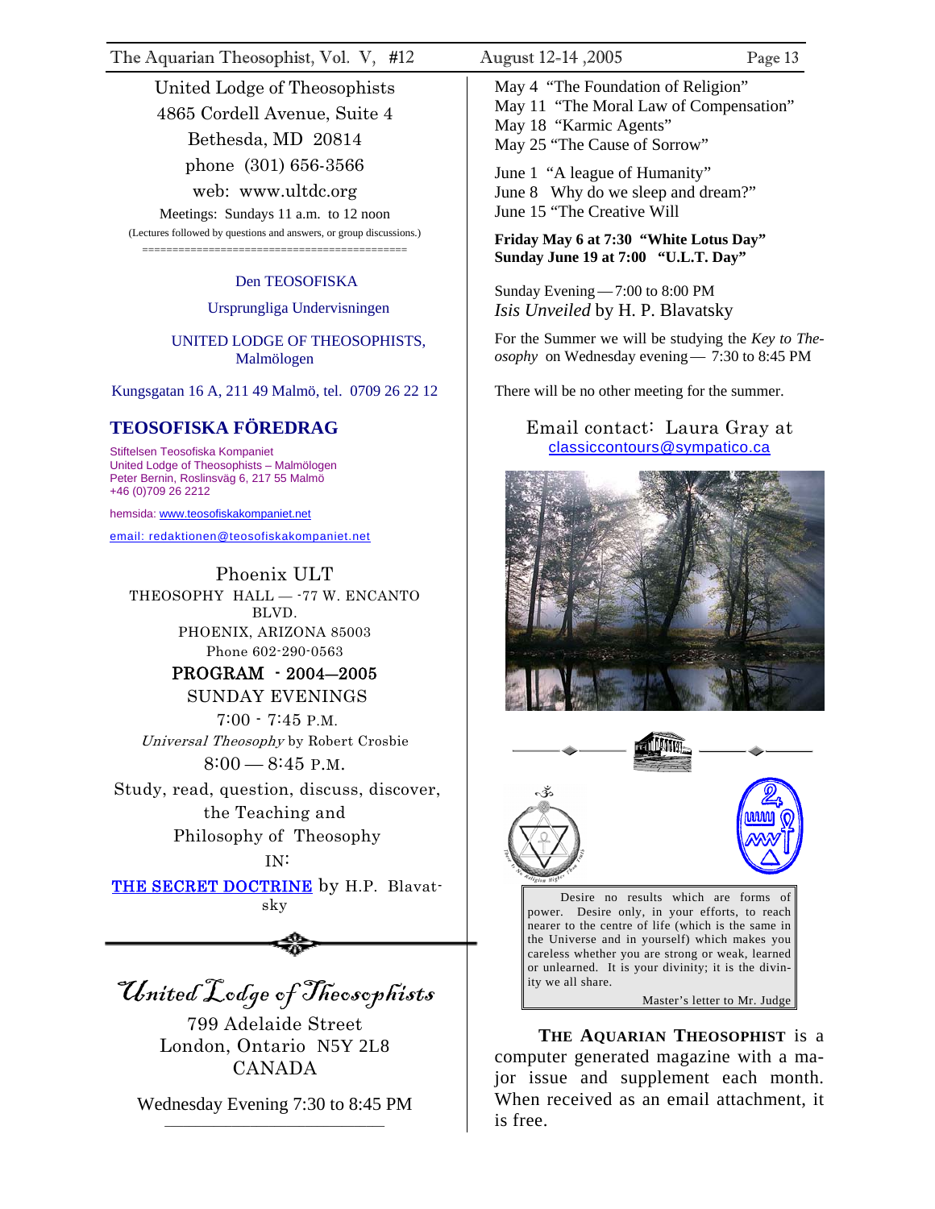United Lodge of Theosophists
4865 Cordell Avenue, Suite 4
Bethesda, MD 20814
phone (301) 656-3566
web: www.ultdc.org

Meetings: Sundays 11 a.m. to 12 noon
(Lectures followed by questions and answers, or group discussions.)

Den TEOSOFISKA
Ursprungliga Undervisningen

UNITED LODGE OF THEOSOPHISTS, Malmölogen

Kungsgatan 16 A, 211 49 Malmö, tel. 0709 26 22 12

## TEOSOFISKA FÖREDRAG

Stiftelsen Teosofiska Kompaniet
United Lodge of Theosophists – Malmölogen
Peter Bernin, Roslinsväg 6, 217 55 Malmö
+46 (0)709 26 2212

hemsida: www.teosofiskakompaniet.net

email: redaktionen@teosofiskakompaniet.net

Phoenix ULT
THEOSOPHY HALL — -77 W. ENCANTO BLVD.
PHOENIX, ARIZONA 85003
Phone 602-290-0563

PROGRAM - 2004—2005
SUNDAY EVENINGS
7:00 - 7:45 P.M.
*Universal Theosophy* by Robert Crosbie
8:00 — 8:45 P.M.
Study, read, question, discuss, discover, the Teaching and Philosophy of Theosophy
IN:
THE SECRET DOCTRINE by H.P. Blavatsky

*United Lodge of Theosophists*
799 Adelaide Street
London, Ontario N5Y 2L8
CANADA

Wednesday Evening 7:30 to 8:45 PM

May 4 "The Foundation of Religion"
May 11 "The Moral Law of Compensation"
May 18 "Karmic Agents"
May 25 "The Cause of Sorrow"

June 1 "A league of Humanity"
June 8 Why do we sleep and dream?"
June 15 "The Creative Will

**Friday May 6 at 7:30 "White Lotus Day"**
**Sunday June 19 at 7:00 "U.L.T. Day"**

Sunday Evening — 7:00 to 8:00 PM
*Isis Unveiled* by H. P. Blavatsky

For the Summer we will be studying the *Key to Theosophy* on Wednesday evening — 7:30 to 8:45 PM

There will be no other meeting for the summer.

Email contact: Laura Gray at classiccontours@sympatico.ca

> Desire no results which are forms of power. Desire only, in your efforts, to reach nearer to the centre of life (which is the same in the Universe and in yourself) which makes you careless whether you are strong or weak, learned or unlearned. It is your divinity; it is the divinity we all share.
>
> Master's letter to Mr. Judge

**THE AQUARIAN THEOSOPHIST** is a computer generated magazine with a major issue and supplement each month. When received as an email attachment, it is free.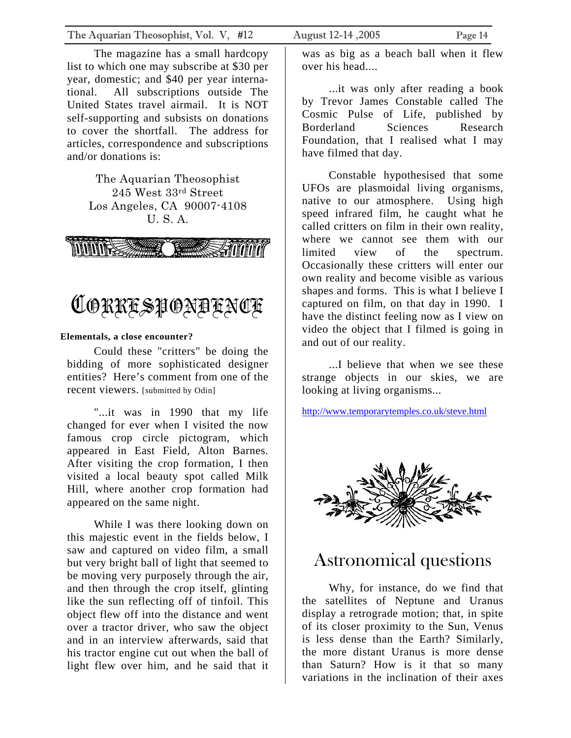The magazine has a small hardcopy list to which one may subscribe at $30 per year, domestic; and $40 per year international. All subscriptions outside The United States travel airmail. It is NOT self-supporting and subsists on donations to cover the shortfall. The address for articles, correspondence and subscriptions and/or donations is:

The Aquarian Theosophist
245 West 33rd Street
Los Angeles, CA 90007-4108
U. S. A.

# CORRESPONDENCE

**Elementals, a close encounter?**

Could these "critters" be doing the bidding of more sophisticated designer entities? Here's comment from one of the recent viewers. [submitted by Odin]

"...it was in 1990 that my life changed for ever when I visited the now famous crop circle pictogram, which appeared in East Field, Alton Barnes. After visiting the crop formation, I then visited a local beauty spot called Milk Hill, where another crop formation had appeared on the same night.

While I was there looking down on this majestic event in the fields below, I saw and captured on video film, a small but very bright ball of light that seemed to be moving very purposely through the air, and then through the crop itself, glinting like the sun reflecting off of tinfoil. This object flew off into the distance and went over a tractor driver, who saw the object and in an interview afterwards, said that his tractor engine cut out when the ball of light flew over him, and he said that it was as big as a beach ball when it flew over his head....

...it was only after reading a book by Trevor James Constable called The Cosmic Pulse of Life, published by Borderland Sciences Research Foundation, that I realised what I may have filmed that day.

Constable hypothesised that some UFOs are plasmoidal living organisms, native to our atmosphere. Using high speed infrared film, he caught what he called critters on film in their own reality, where we cannot see them with our limited view of the spectrum. Occasionally these critters will enter our own reality and become visible as various shapes and forms. This is what I believe I captured on film, on that day in 1990. I have the distinct feeling now as I view on video the object that I filmed is going in and out of our reality.

...I believe that when we see these strange objects in our skies, we are looking at living organisms...

http://www.temporarytemples.co.uk/steve.html

## Astronomical questions

Why, for instance, do we find that the satellites of Neptune and Uranus display a retrograde motion; that, in spite of its closer proximity to the Sun, Venus is less dense than the Earth? Similarly, the more distant Uranus is more dense than Saturn? How is it that so many variations in the inclination of their axes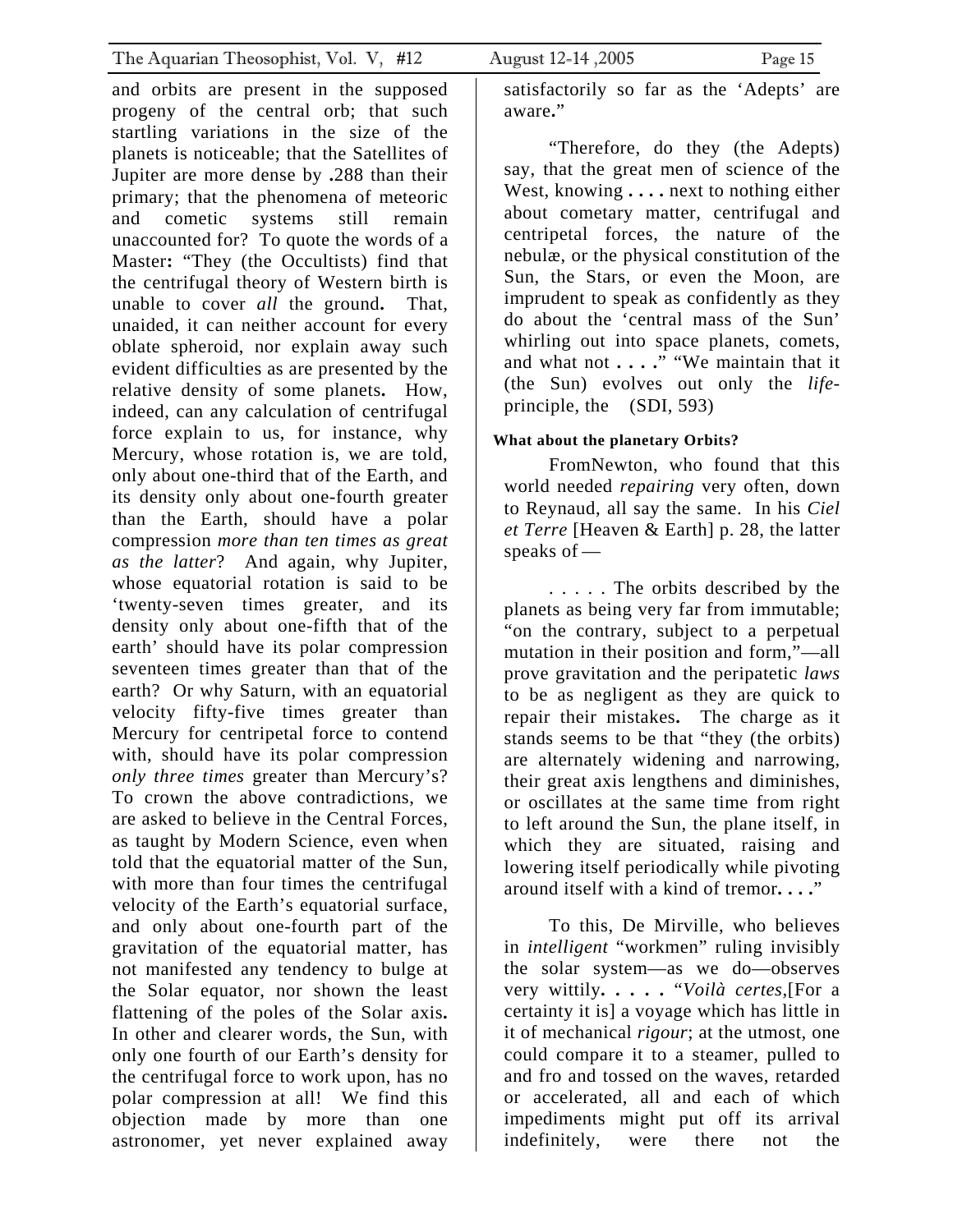and orbits are present in the supposed progeny of the central orb; that such startling variations in the size of the planets is noticeable; that the Satellites of Jupiter are more dense by **.**288 than their primary; that the phenomena of meteoric and cometic systems still remain unaccounted for? To quote the words of a Master**:** "They (the Occultists) find that the centrifugal theory of Western birth is unable to cover *all* the ground**.** That, unaided, it can neither account for every oblate spheroid, nor explain away such evident difficulties as are presented by the relative density of some planets**.** How, indeed, can any calculation of centrifugal force explain to us, for instance, why Mercury, whose rotation is, we are told, only about one-third that of the Earth, and its density only about one-fourth greater than the Earth, should have a polar compression *more than ten times as great as the latter*? And again, why Jupiter, whose equatorial rotation is said to be 'twenty-seven times greater, and its density only about one-fifth that of the earth' should have its polar compression seventeen times greater than that of the earth? Or why Saturn, with an equatorial velocity fifty-five times greater than Mercury for centripetal force to contend with, should have its polar compression *only three times* greater than Mercury's? To crown the above contradictions, we are asked to believe in the Central Forces, as taught by Modern Science, even when told that the equatorial matter of the Sun, with more than four times the centrifugal velocity of the Earth's equatorial surface, and only about one-fourth part of the gravitation of the equatorial matter, has not manifested any tendency to bulge at the Solar equator, nor shown the least flattening of the poles of the Solar axis**.** In other and clearer words, the Sun, with only one fourth of our Earth's density for the centrifugal force to work upon, has no polar compression at all! We find this objection made by more than one astronomer, yet never explained away satisfactorily so far as the 'Adepts' are aware**.**"

"Therefore, do they (the Adepts) say, that the great men of science of the West, knowing **. . . .** next to nothing either about cometary matter, centrifugal and centripetal forces, the nature of the nebulæ, or the physical constitution of the Sun, the Stars, or even the Moon, are imprudent to speak as confidently as they do about the 'central mass of the Sun' whirling out into space planets, comets, and what not **. . . .**" "We maintain that it (the Sun) evolves out only the *life*-principle, the (SDI, 593)

**What about the planetary Orbits?**

FromNewton, who found that this world needed *repairing* very often, down to Reynaud, all say the same. In his *Ciel et Terre* [Heaven & Earth] p. 28, the latter speaks of —

. . . . . The orbits described by the planets as being very far from immutable; "on the contrary, subject to a perpetual mutation in their position and form,"—all prove gravitation and the peripatetic *laws* to be as negligent as they are quick to repair their mistakes**.** The charge as it stands seems to be that "they (the orbits) are alternately widening and narrowing, their great axis lengthens and diminishes, or oscillates at the same time from right to left around the Sun, the plane itself, in which they are situated, raising and lowering itself periodically while pivoting around itself with a kind of tremor**. . . .**"

To this, De Mirville, who believes in *intelligent* "workmen" ruling invisibly the solar system—as we do—observes very wittily**. . . . .** "*Voilà certes*,[For a certainty it is] a voyage which has little in it of mechanical *rigour*; at the utmost, one could compare it to a steamer, pulled to and fro and tossed on the waves, retarded or accelerated, all and each of which impediments might put off its arrival indefinitely, were there not the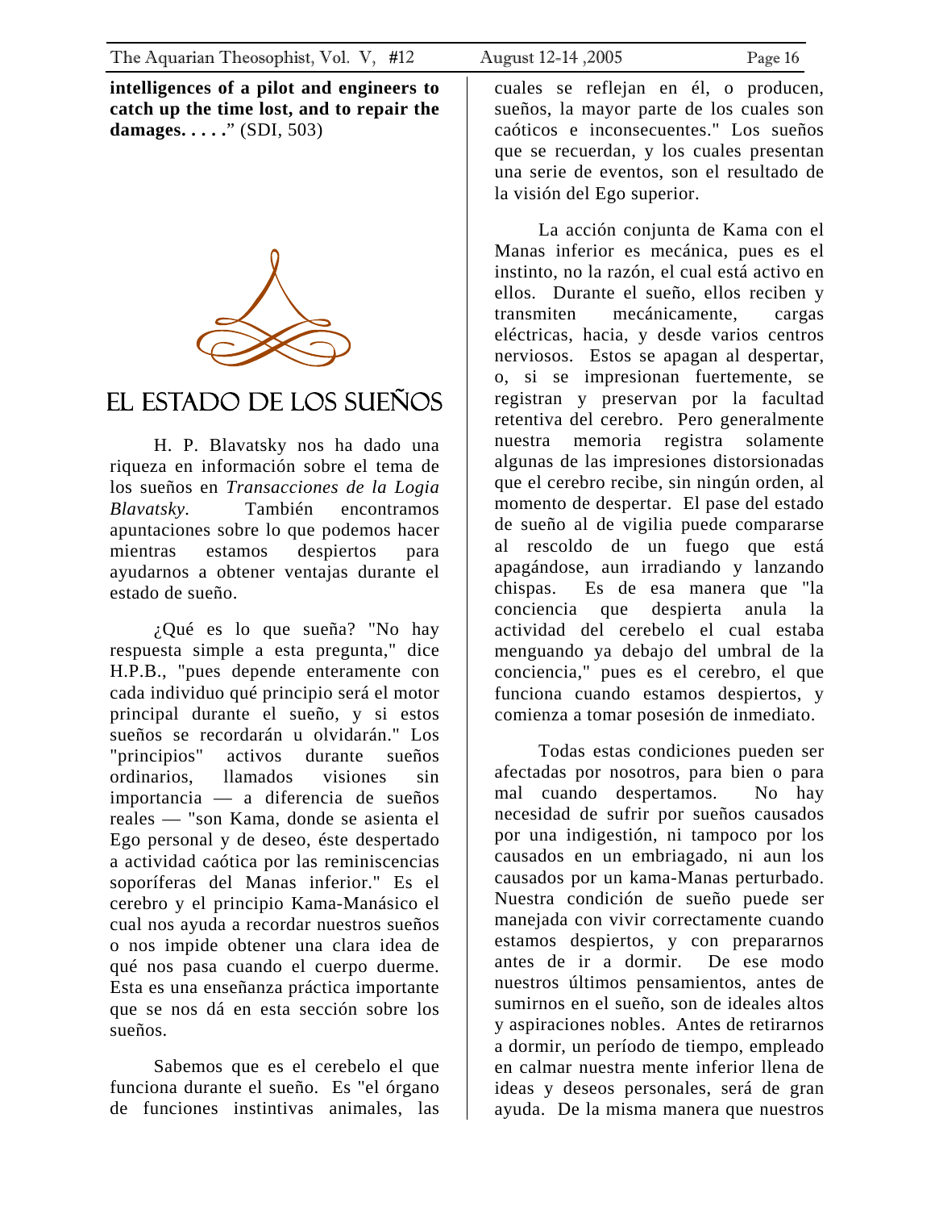**intelligences of a pilot and engineers to catch up the time lost, and to repair the damages. . . . .**" (SDI, 503)

# EL ESTADO DE LOS SUEÑOS

H. P. Blavatsky nos ha dado una riqueza en información sobre el tema de los sueños en *Transacciones de la Logia Blavatsky*. También encontramos apuntaciones sobre lo que podemos hacer mientras estamos despiertos para ayudarnos a obtener ventajas durante el estado de sueño.

¿Qué es lo que sueña? "No hay respuesta simple a esta pregunta," dice H.P.B., "pues depende enteramente con cada individuo qué principio será el motor principal durante el sueño, y si estos sueños se recordarán u olvidarán." Los "principios" activos durante sueños ordinarios, llamados visiones sin importancia — a diferencia de sueños reales — "son Kama, donde se asienta el Ego personal y de deseo, éste despertado a actividad caótica por las reminiscencias soporíferas del Manas inferior." Es el cerebro y el principio Kama-Manásico el cual nos ayuda a recordar nuestros sueños o nos impide obtener una clara idea de qué nos pasa cuando el cuerpo duerme. Esta es una enseñanza práctica importante que se nos dá en esta sección sobre los sueños.

Sabemos que es el cerebelo el que funciona durante el sueño. Es "el órgano de funciones instintivas animales, las cuales se reflejan en él, o producen, sueños, la mayor parte de los cuales son caóticos e inconsecuentes." Los sueños que se recuerdan, y los cuales presentan una serie de eventos, son el resultado de la visión del Ego superior.

La acción conjunta de Kama con el Manas inferior es mecánica, pues es el instinto, no la razón, el cual está activo en ellos. Durante el sueño, ellos reciben y transmiten mecánicamente, cargas eléctricas, hacia, y desde varios centros nerviosos. Estos se apagan al despertar, o, si se impresionan fuertemente, se registran y preservan por la facultad retentiva del cerebro. Pero generalmente nuestra memoria registra solamente algunas de las impresiones distorsionadas que el cerebro recibe, sin ningún orden, al momento de despertar. El pase del estado de sueño al de vigilia puede compararse al rescoldo de un fuego que está apagándose, aun irradiando y lanzando chispas. Es de esa manera que "la conciencia que despierta anula la actividad del cerebelo el cual estaba menguando ya debajo del umbral de la conciencia," pues es el cerebro, el que funciona cuando estamos despiertos, y comienza a tomar posesión de inmediato.

Todas estas condiciones pueden ser afectadas por nosotros, para bien o para mal cuando despertamos. No hay necesidad de sufrir por sueños causados por una indigestión, ni tampoco por los causados en un embriagado, ni aun los causados por un kama-Manas perturbado. Nuestra condición de sueño puede ser manejada con vivir correctamente cuando estamos despiertos, y con prepararnos antes de ir a dormir. De ese modo nuestros últimos pensamientos, antes de sumirnos en el sueño, son de ideales altos y aspiraciones nobles. Antes de retirarnos a dormir, un período de tiempo, empleado en calmar nuestra mente inferior llena de ideas y deseos personales, será de gran ayuda. De la misma manera que nuestros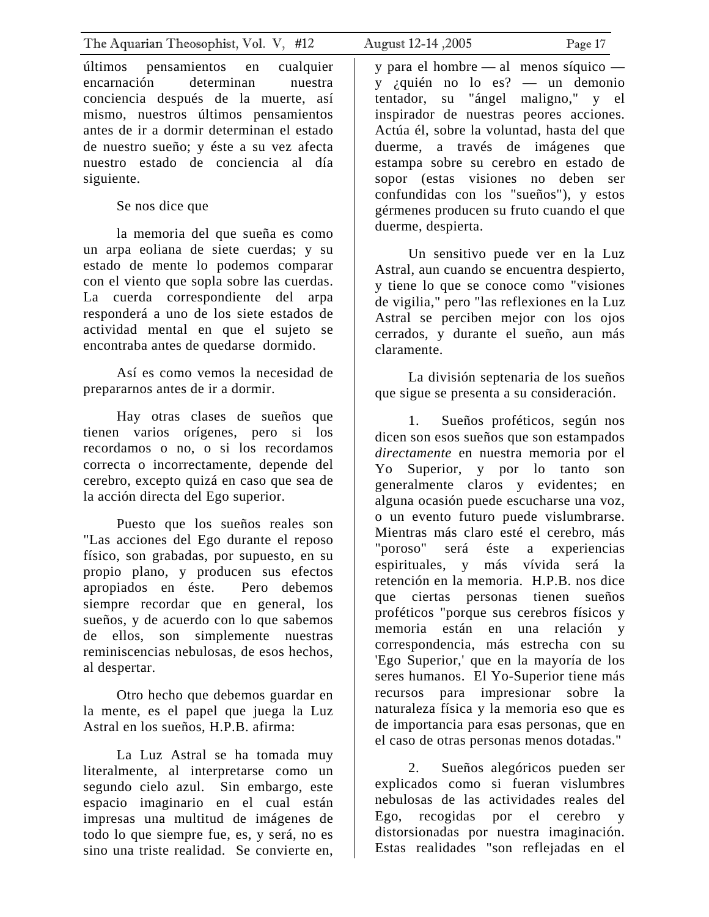últimos pensamientos en cualquier encarnación determinan nuestra conciencia después de la muerte, así mismo, nuestros últimos pensamientos antes de ir a dormir determinan el estado de nuestro sueño; y éste a su vez afecta nuestro estado de conciencia al día siguiente.

Se nos dice que

> la memoria del que sueña es como un arpa eoliana de siete cuerdas; y su estado de mente lo podemos comparar con el viento que sopla sobre las cuerdas. La cuerda correspondiente del arpa responderá a uno de los siete estados de actividad mental en que el sujeto se encontraba antes de quedarse dormido.

Así es como vemos la necesidad de prepararnos antes de ir a dormir.

Hay otras clases de sueños que tienen varios orígenes, pero si los recordamos o no, o si los recordamos correcta o incorrectamente, depende del cerebro, excepto quizá en caso que sea de la acción directa del Ego superior.

Puesto que los sueños reales son "Las acciones del Ego durante el reposo físico, son grabadas, por supuesto, en su propio plano, y producen sus efectos apropiados en éste. Pero debemos siempre recordar que en general, los sueños, y de acuerdo con lo que sabemos de ellos, son simplemente nuestras reminiscencias nebulosas, de esos hechos, al despertar.

Otro hecho que debemos guardar en la mente, es el papel que juega la Luz Astral en los sueños, H.P.B. afirma:

> La Luz Astral se ha tomada muy literalmente, al interpretarse como un segundo cielo azul. Sin embargo, este espacio imaginario en el cual están impresas una multitud de imágenes de todo lo que siempre fue, es, y será, no es sino una triste realidad. Se convierte en, y para el hombre — al menos síquico — y ¿quién no lo es? — un demonio tentador, su "ángel maligno," y el inspirador de nuestras peores acciones. Actúa él, sobre la voluntad, hasta del que duerme, a través de imágenes que estampa sobre su cerebro en estado de sopor (estas visiones no deben ser confundidas con los "sueños"), y estos gérmenes producen su fruto cuando el que duerme, despierta.

Un sensitivo puede ver en la Luz Astral, aun cuando se encuentra despierto, y tiene lo que se conoce como "visiones de vigilia," pero "las reflexiones en la Luz Astral se perciben mejor con los ojos cerrados, y durante el sueño, aun más claramente.

La división septenaria de los sueños que sigue se presenta a su consideración.

1. Sueños proféticos, según nos dicen son esos sueños que son estampados *directamente* en nuestra memoria por el Yo Superior, y por lo tanto son generalmente claros y evidentes; en alguna ocasión puede escucharse una voz, o un evento futuro puede vislumbrarse. Mientras más claro esté el cerebro, más "poroso" será éste a experiencias espirituales, y más vívida será la retención en la memoria. H.P.B. nos dice que ciertas personas tienen sueños proféticos "porque sus cerebros físicos y memoria están en una relación y correspondencia, más estrecha con su 'Ego Superior,' que en la mayoría de los seres humanos. El Yo-Superior tiene más recursos para impresionar sobre la naturaleza física y la memoria eso que es de importancia para esas personas, que en el caso de otras personas menos dotadas."

2. Sueños alegóricos pueden ser explicados como si fueran vislumbres nebulosas de las actividades reales del Ego, recogidas por el cerebro y distorsionadas por nuestra imaginación. Estas realidades "son reflejadas en el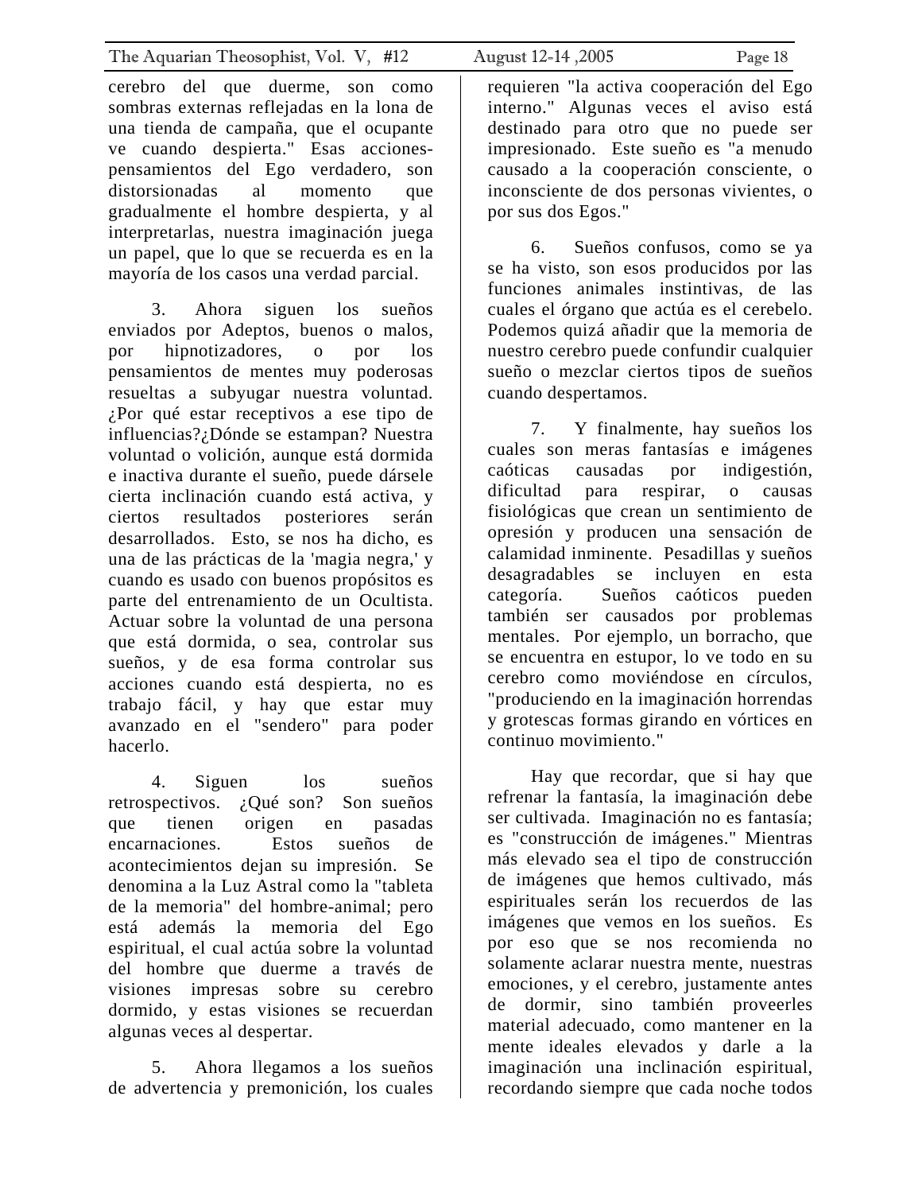cerebro del que duerme, son como sombras externas reflejadas en la lona de una tienda de campaña, que el ocupante ve cuando despierta." Esas acciones-pensamientos del Ego verdadero, son distorsionadas al momento que gradualmente el hombre despierta, y al interpretarlas, nuestra imaginación juega un papel, que lo que se recuerda es en la mayoría de los casos una verdad parcial.

3. Ahora siguen los sueños enviados por Adeptos, buenos o malos, por hipnotizadores, o por los pensamientos de mentes muy poderosas resueltas a subyugar nuestra voluntad. ¿Por qué estar receptivos a ese tipo de influencias?¿Dónde se estampan? Nuestra voluntad o volición, aunque está dormida e inactiva durante el sueño, puede dársele cierta inclinación cuando está activa, y ciertos resultados posteriores serán desarrollados. Esto, se nos ha dicho, es una de las prácticas de la 'magia negra,' y cuando es usado con buenos propósitos es parte del entrenamiento de un Ocultista. Actuar sobre la voluntad de una persona que está dormida, o sea, controlar sus sueños, y de esa forma controlar sus acciones cuando está despierta, no es trabajo fácil, y hay que estar muy avanzado en el "sendero" para poder hacerlo.

4. Siguen los sueños retrospectivos. ¿Qué son? Son sueños que tienen origen en pasadas encarnaciones. Estos sueños de acontecimientos dejan su impresión. Se denomina a la Luz Astral como la "tableta de la memoria" del hombre-animal; pero está además la memoria del Ego espiritual, el cual actúa sobre la voluntad del hombre que duerme a través de visiones impresas sobre su cerebro dormido, y estas visiones se recuerdan algunas veces al despertar.

5. Ahora llegamos a los sueños de advertencia y premonición, los cuales requieren "la activa cooperación del Ego interno." Algunas veces el aviso está destinado para otro que no puede ser impresionado. Este sueño es "a menudo causado a la cooperación consciente, o inconsciente de dos personas vivientes, o por sus dos Egos."

6. Sueños confusos, como se ya se ha visto, son esos producidos por las funciones animales instintivas, de las cuales el órgano que actúa es el cerebelo. Podemos quizá añadir que la memoria de nuestro cerebro puede confundir cualquier sueño o mezclar ciertos tipos de sueños cuando despertamos.

7. Y finalmente, hay sueños los cuales son meras fantasías e imágenes caóticas causadas por indigestión, dificultad para respirar, o causas fisiológicas que crean un sentimiento de opresión y producen una sensación de calamidad inminente. Pesadillas y sueños desagradables se incluyen en esta categoría. Sueños caóticos pueden también ser causados por problemas mentales. Por ejemplo, un borracho, que se encuentra en estupor, lo ve todo en su cerebro como moviéndose en círculos, "produciendo en la imaginación horrendas y grotescas formas girando en vórtices en continuo movimiento."

Hay que recordar, que si hay que refrenar la fantasía, la imaginación debe ser cultivada. Imaginación no es fantasía; es "construcción de imágenes." Mientras más elevado sea el tipo de construcción de imágenes que hemos cultivado, más espirituales serán los recuerdos de las imágenes que vemos en los sueños. Es por eso que se nos recomienda no solamente aclarar nuestra mente, nuestras emociones, y el cerebro, justamente antes de dormir, sino también proveerles material adecuado, como mantener en la mente ideales elevados y darle a la imaginación una inclinación espiritual, recordando siempre que cada noche todos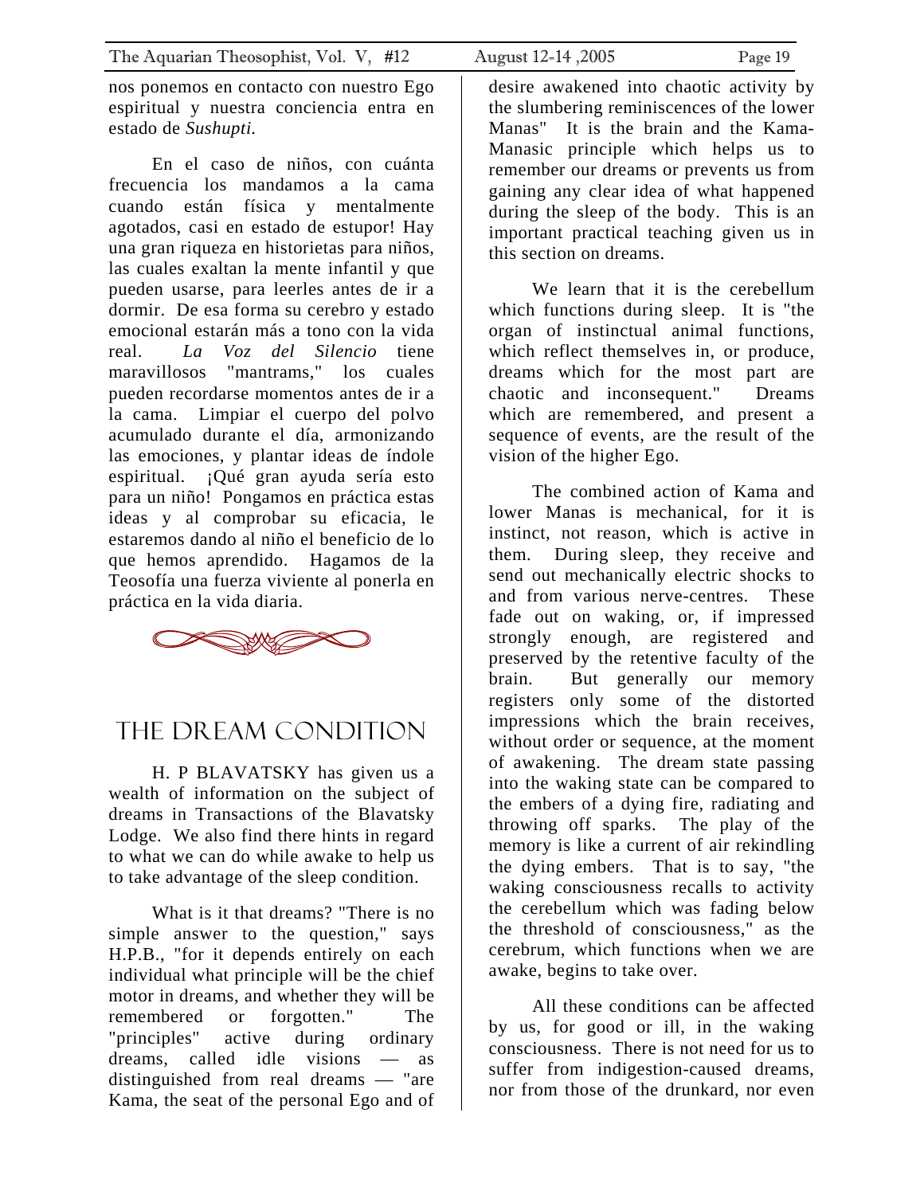nos ponemos en contacto con nuestro Ego espiritual y nuestra conciencia entra en estado de *Sushupti*.

En el caso de niños, con cuánta frecuencia los mandamos a la cama cuando están física y mentalmente agotados, casi en estado de estupor! Hay una gran riqueza en historietas para niños, las cuales exaltan la mente infantil y que pueden usarse, para leerles antes de ir a dormir. De esa forma su cerebro y estado emocional estarán más a tono con la vida real. *La Voz del Silencio* tiene maravillosos "mantrams," los cuales pueden recordarse momentos antes de ir a la cama. Limpiar el cuerpo del polvo acumulado durante el día, armonizando las emociones, y plantar ideas de índole espiritual. ¡Qué gran ayuda sería esto para un niño! Pongamos en práctica estas ideas y al comprobar su eficacia, le estaremos dando al niño el beneficio de lo que hemos aprendido. Hagamos de la Teosofía una fuerza viviente al ponerla en práctica en la vida diaria.

# THE DREAM CONDITION

H. P BLAVATSKY has given us a wealth of information on the subject of dreams in Transactions of the Blavatsky Lodge. We also find there hints in regard to what we can do while awake to help us to take advantage of the sleep condition.

What is it that dreams? "There is no simple answer to the question," says H.P.B., "for it depends entirely on each individual what principle will be the chief motor in dreams, and whether they will be remembered or forgotten." The "principles" active during ordinary dreams, called idle visions — as distinguished from real dreams — "are Kama, the seat of the personal Ego and of desire awakened into chaotic activity by the slumbering reminiscences of the lower Manas" It is the brain and the Kama-Manasic principle which helps us to remember our dreams or prevents us from gaining any clear idea of what happened during the sleep of the body. This is an important practical teaching given us in this section on dreams.

We learn that it is the cerebellum which functions during sleep. It is "the organ of instinctual animal functions, which reflect themselves in, or produce, dreams which for the most part are chaotic and inconsequent." Dreams which are remembered, and present a sequence of events, are the result of the vision of the higher Ego.

The combined action of Kama and lower Manas is mechanical, for it is instinct, not reason, which is active in them. During sleep, they receive and send out mechanically electric shocks to and from various nerve-centres. These fade out on waking, or, if impressed strongly enough, are registered and preserved by the retentive faculty of the brain. But generally our memory registers only some of the distorted impressions which the brain receives, without order or sequence, at the moment of awakening. The dream state passing into the waking state can be compared to the embers of a dying fire, radiating and throwing off sparks. The play of the memory is like a current of air rekindling the dying embers. That is to say, "the waking consciousness recalls to activity the cerebellum which was fading below the threshold of consciousness," as the cerebrum, which functions when we are awake, begins to take over.

All these conditions can be affected by us, for good or ill, in the waking consciousness. There is not need for us to suffer from indigestion-caused dreams, nor from those of the drunkard, nor even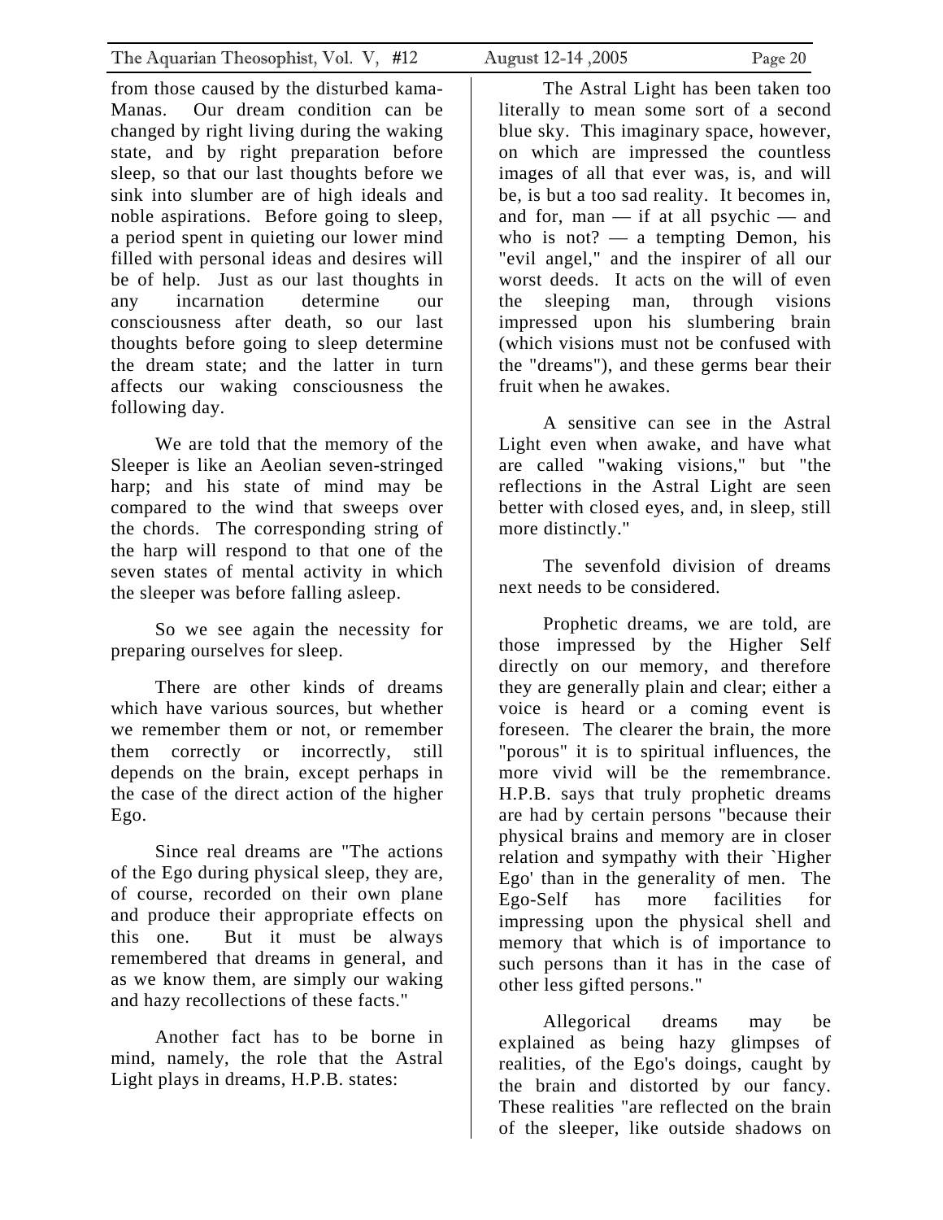from those caused by the disturbed kama-Manas. Our dream condition can be changed by right living during the waking state, and by right preparation before sleep, so that our last thoughts before we sink into slumber are of high ideals and noble aspirations. Before going to sleep, a period spent in quieting our lower mind filled with personal ideas and desires will be of help. Just as our last thoughts in any incarnation determine our consciousness after death, so our last thoughts before going to sleep determine the dream state; and the latter in turn affects our waking consciousness the following day.

We are told that the memory of the Sleeper is like an Aeolian seven-stringed harp; and his state of mind may be compared to the wind that sweeps over the chords. The corresponding string of the harp will respond to that one of the seven states of mental activity in which the sleeper was before falling asleep.

So we see again the necessity for preparing ourselves for sleep.

There are other kinds of dreams which have various sources, but whether we remember them or not, or remember them correctly or incorrectly, still depends on the brain, except perhaps in the case of the direct action of the higher Ego.

Since real dreams are "The actions of the Ego during physical sleep, they are, of course, recorded on their own plane and produce their appropriate effects on this one. But it must be always remembered that dreams in general, and as we know them, are simply our waking and hazy recollections of these facts."

Another fact has to be borne in mind, namely, the role that the Astral Light plays in dreams, H.P.B. states:

The Astral Light has been taken too literally to mean some sort of a second blue sky. This imaginary space, however, on which are impressed the countless images of all that ever was, is, and will be, is but a too sad reality. It becomes in, and for, man — if at all psychic — and who is not? — a tempting Demon, his "evil angel," and the inspirer of all our worst deeds. It acts on the will of even the sleeping man, through visions impressed upon his slumbering brain (which visions must not be confused with the "dreams"), and these germs bear their fruit when he awakes.

A sensitive can see in the Astral Light even when awake, and have what are called "waking visions," but "the reflections in the Astral Light are seen better with closed eyes, and, in sleep, still more distinctly."

The sevenfold division of dreams next needs to be considered.

Prophetic dreams, we are told, are those impressed by the Higher Self directly on our memory, and therefore they are generally plain and clear; either a voice is heard or a coming event is foreseen. The clearer the brain, the more "porous" it is to spiritual influences, the more vivid will be the remembrance. H.P.B. says that truly prophetic dreams are had by certain persons "because their physical brains and memory are in closer relation and sympathy with their `Higher Ego' than in the generality of men. The Ego-Self has more facilities for impressing upon the physical shell and memory that which is of importance to such persons than it has in the case of other less gifted persons."

Allegorical dreams may be explained as being hazy glimpses of realities, of the Ego's doings, caught by the brain and distorted by our fancy. These realities "are reflected on the brain of the sleeper, like outside shadows on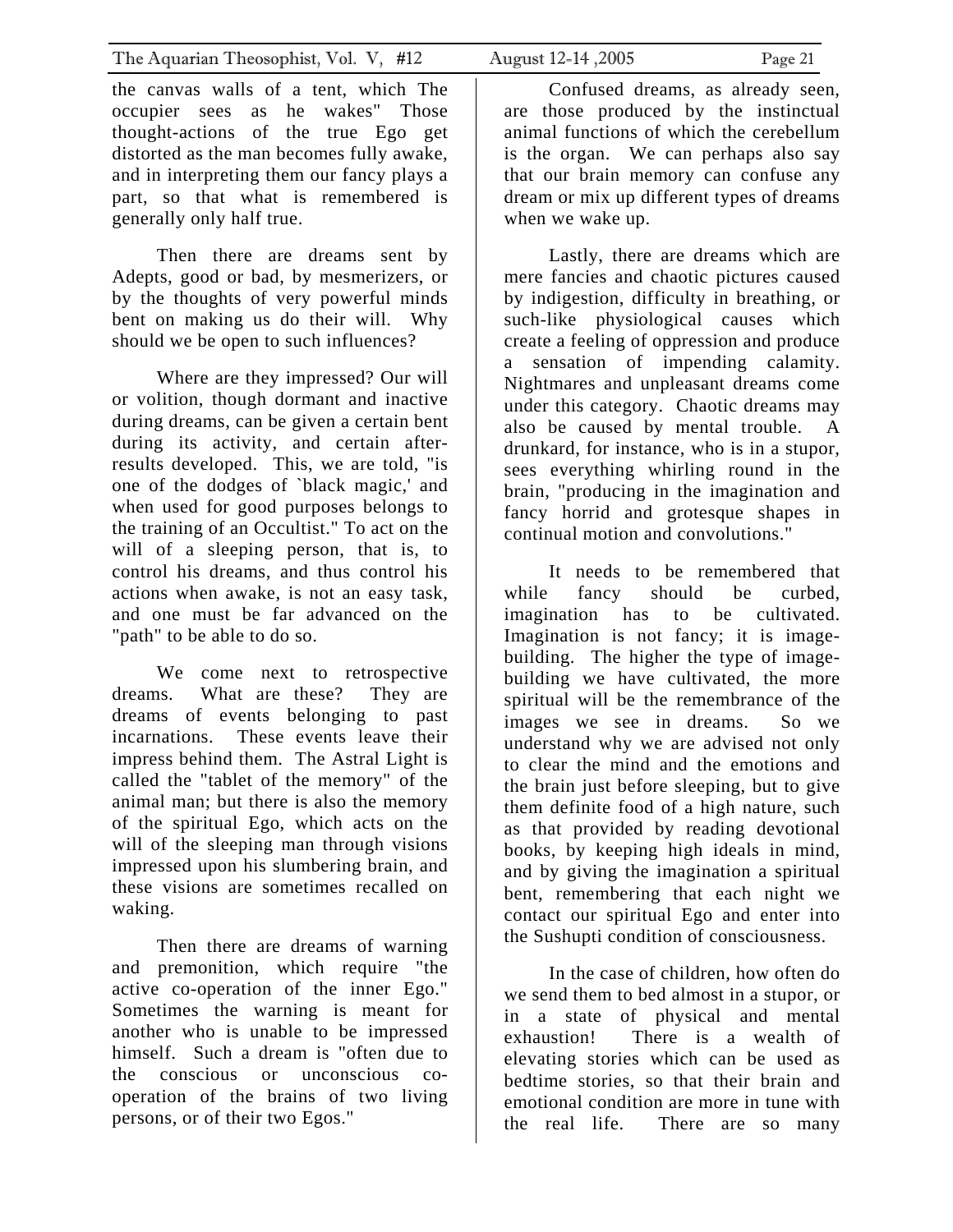the canvas walls of a tent, which The occupier sees as he wakes" Those thought-actions of the true Ego get distorted as the man becomes fully awake, and in interpreting them our fancy plays a part, so that what is remembered is generally only half true.

Then there are dreams sent by Adepts, good or bad, by mesmerizers, or by the thoughts of very powerful minds bent on making us do their will. Why should we be open to such influences?

Where are they impressed? Our will or volition, though dormant and inactive during dreams, can be given a certain bent during its activity, and certain after-results developed. This, we are told, "is one of the dodges of `black magic,' and when used for good purposes belongs to the training of an Occultist." To act on the will of a sleeping person, that is, to control his dreams, and thus control his actions when awake, is not an easy task, and one must be far advanced on the "path" to be able to do so.

We come next to retrospective dreams. What are these? They are dreams of events belonging to past incarnations. These events leave their impress behind them. The Astral Light is called the "tablet of the memory" of the animal man; but there is also the memory of the spiritual Ego, which acts on the will of the sleeping man through visions impressed upon his slumbering brain, and these visions are sometimes recalled on waking.

Then there are dreams of warning and premonition, which require "the active co-operation of the inner Ego." Sometimes the warning is meant for another who is unable to be impressed himself. Such a dream is "often due to the conscious or unconscious co-operation of the brains of two living persons, or of their two Egos."

Confused dreams, as already seen, are those produced by the instinctual animal functions of which the cerebellum is the organ. We can perhaps also say that our brain memory can confuse any dream or mix up different types of dreams when we wake up.

Lastly, there are dreams which are mere fancies and chaotic pictures caused by indigestion, difficulty in breathing, or such-like physiological causes which create a feeling of oppression and produce a sensation of impending calamity. Nightmares and unpleasant dreams come under this category. Chaotic dreams may also be caused by mental trouble. A drunkard, for instance, who is in a stupor, sees everything whirling round in the brain, "producing in the imagination and fancy horrid and grotesque shapes in continual motion and convolutions."

It needs to be remembered that while fancy should be curbed, imagination has to be cultivated. Imagination is not fancy; it is image-building. The higher the type of image-building we have cultivated, the more spiritual will be the remembrance of the images we see in dreams. So we understand why we are advised not only to clear the mind and the emotions and the brain just before sleeping, but to give them definite food of a high nature, such as that provided by reading devotional books, by keeping high ideals in mind, and by giving the imagination a spiritual bent, remembering that each night we contact our spiritual Ego and enter into the Sushupti condition of consciousness.

In the case of children, how often do we send them to bed almost in a stupor, or in a state of physical and mental exhaustion! There is a wealth of elevating stories which can be used as bedtime stories, so that their brain and emotional condition are more in tune with the real life. There are so many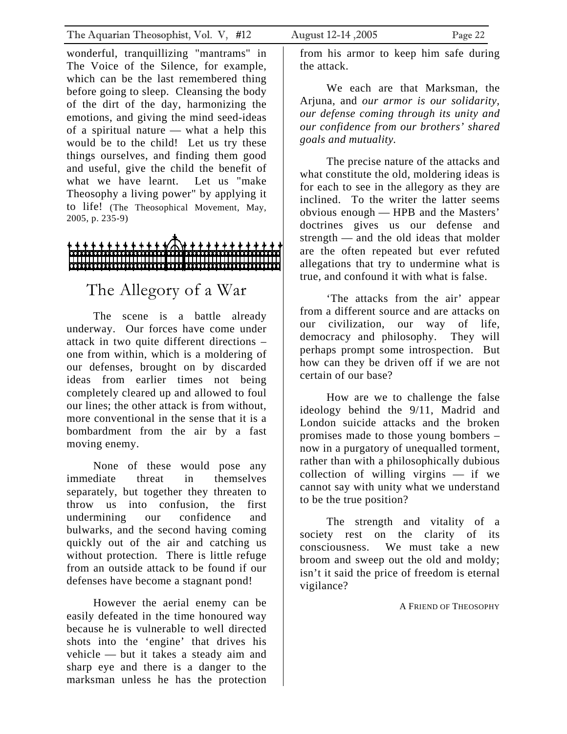wonderful, tranquillizing "mantrams" in The Voice of the Silence, for example, which can be the last remembered thing before going to sleep. Cleansing the body of the dirt of the day, harmonizing the emotions, and giving the mind seed-ideas of a spiritual nature — what a help this would be to the child! Let us try these things ourselves, and finding them good and useful, give the child the benefit of what we have learnt. Let us "make Theosophy a living power" by applying it to life! (The Theosophical Movement, May, 2005, p. 235-9)

## The Allegory of a War

The scene is a battle already underway. Our forces have come under attack in two quite different directions – one from within, which is a moldering of our defenses, brought on by discarded ideas from earlier times not being completely cleared up and allowed to foul our lines; the other attack is from without, more conventional in the sense that it is a bombardment from the air by a fast moving enemy.

None of these would pose any immediate threat in themselves separately, but together they threaten to throw us into confusion, the first undermining our confidence and bulwarks, and the second having coming quickly out of the air and catching us without protection. There is little refuge from an outside attack to be found if our defenses have become a stagnant pond!

However the aerial enemy can be easily defeated in the time honoured way because he is vulnerable to well directed shots into the 'engine' that drives his vehicle — but it takes a steady aim and sharp eye and there is a danger to the marksman unless he has the protection from his armor to keep him safe during the attack.

We each are that Marksman, the Arjuna, and *our armor is our solidarity, our defense coming through its unity and our confidence from our brothers' shared goals and mutuality.*

The precise nature of the attacks and what constitute the old, moldering ideas is for each to see in the allegory as they are inclined. To the writer the latter seems obvious enough — HPB and the Masters' doctrines gives us our defense and strength — and the old ideas that molder are the often repeated but ever refuted allegations that try to undermine what is true, and confound it with what is false.

'The attacks from the air' appear from a different source and are attacks on our civilization, our way of life, democracy and philosophy. They will perhaps prompt some introspection. But how can they be driven off if we are not certain of our base?

How are we to challenge the false ideology behind the 9/11, Madrid and London suicide attacks and the broken promises made to those young bombers – now in a purgatory of unequalled torment, rather than with a philosophically dubious collection of willing virgins — if we cannot say with unity what we understand to be the true position?

The strength and vitality of a society rest on the clarity of its consciousness. We must take a new broom and sweep out the old and moldy; isn't it said the price of freedom is eternal vigilance?

A FRIEND OF THEOSOPHY